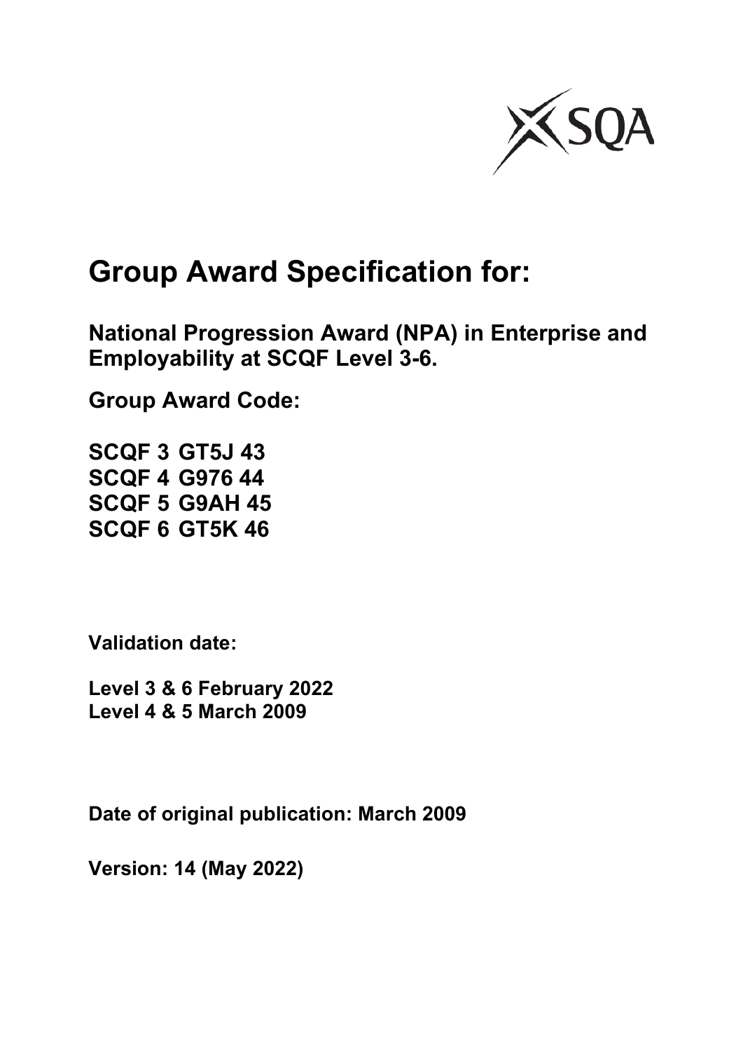SQA

# Group Award Specification for:

**National Progression Award (NPA) in Enterprise and Employability at SCQF Level 3-6.**

**Group Award Code:**

**SCQF 3 GT5J 43**
**SCQF 4 G976 44**
**SCQF 5 G9AH 45**
**SCQF 6 GT5K 46**

**Validation date:**

**Level 3 & 6 February 2022**
**Level 4 & 5 March 2009**

**Date of original publication: March 2009**

**Version: 14 (May 2022)**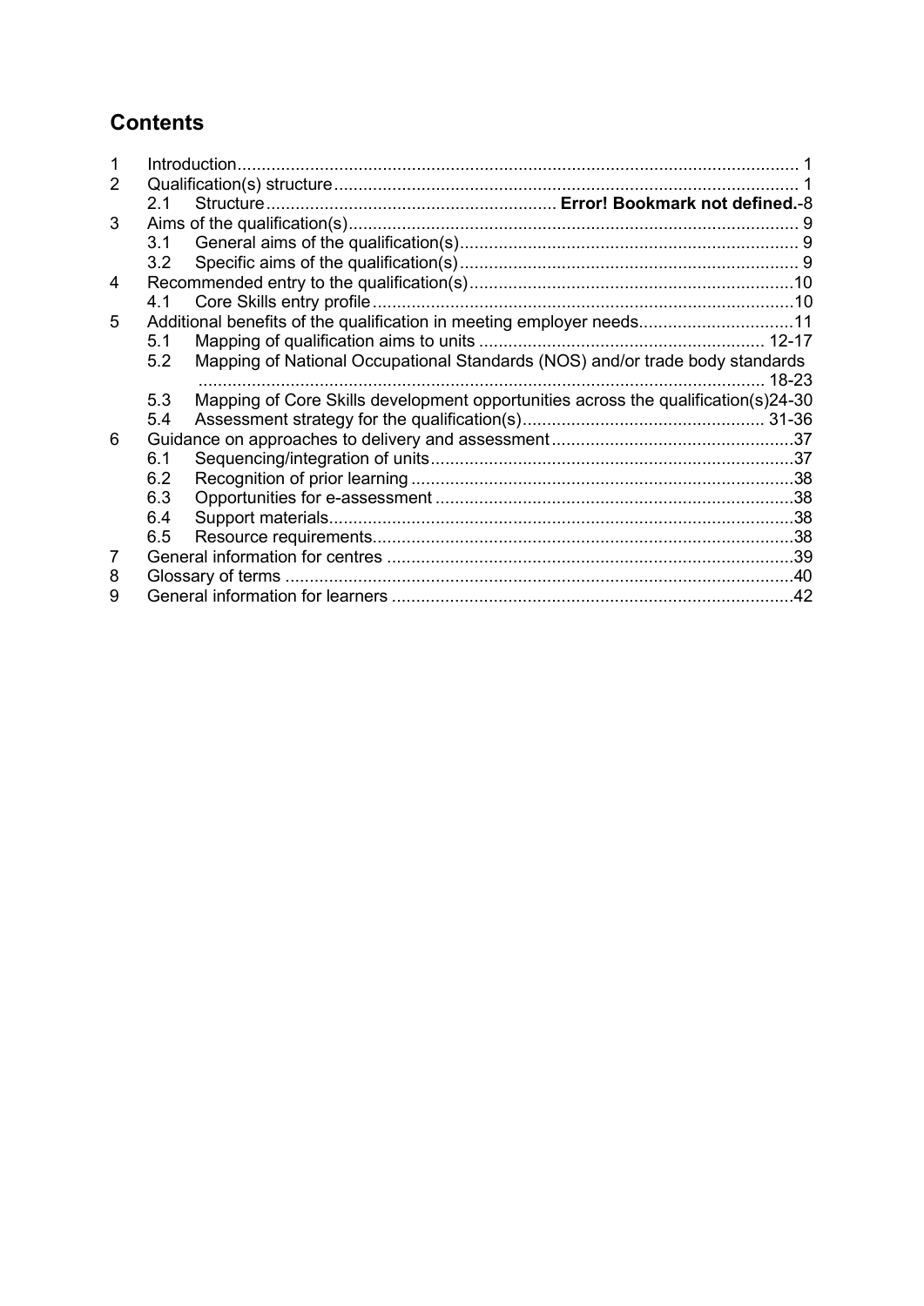## Contents

| | | | |
|---|---|---|---|
| 1 | Introduction | | 1 |
| 2 | Qualification(s) structure | | 1 |
| | 2.1 | Structure | **Error! Bookmark not defined.**-8 |
| 3 | Aims of the qualification(s) | | 9 |
| | 3.1 | General aims of the qualification(s) | 9 |
| | 3.2 | Specific aims of the qualification(s) | 9 |
| 4 | Recommended entry to the qualification(s) | | 10 |
| | 4.1 | Core Skills entry profile | 10 |
| 5 | Additional benefits of the qualification in meeting employer needs | | 11 |
| | 5.1 | Mapping of qualification aims to units | 12-17 |
| | 5.2 | Mapping of National Occupational Standards (NOS) and/or trade body standards | 18-23 |
| | 5.3 | Mapping of Core Skills development opportunities across the qualification(s) | 24-30 |
| | 5.4 | Assessment strategy for the qualification(s) | 31-36 |
| 6 | Guidance on approaches to delivery and assessment | | 37 |
| | 6.1 | Sequencing/integration of units | 37 |
| | 6.2 | Recognition of prior learning | 38 |
| | 6.3 | Opportunities for e-assessment | 38 |
| | 6.4 | Support materials | 38 |
| | 6.5 | Resource requirements | 38 |
| 7 | General information for centres | | 39 |
| 8 | Glossary of terms | | 40 |
| 9 | General information for learners | | 42 |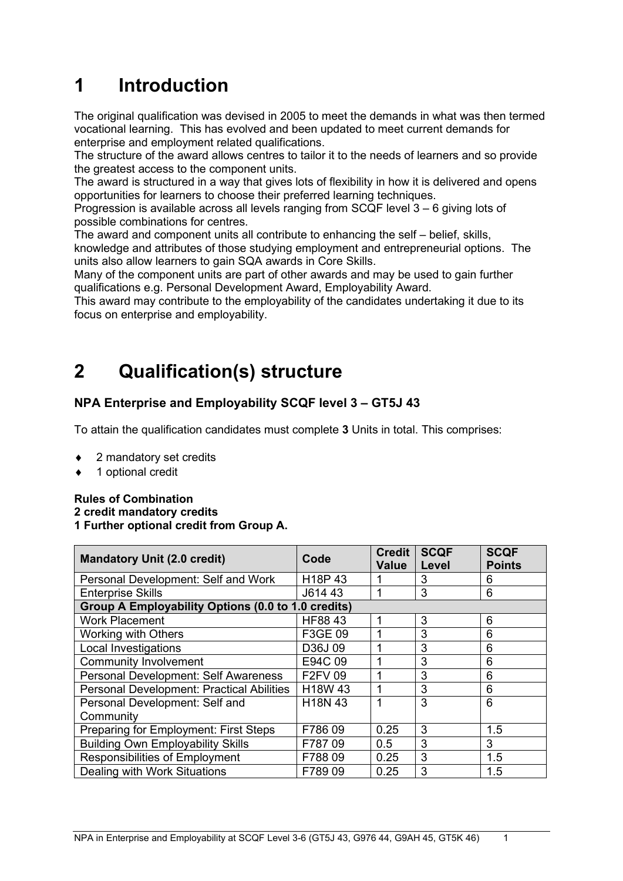# 1 Introduction

The original qualification was devised in 2005 to meet the demands in what was then termed vocational learning. This has evolved and been updated to meet current demands for enterprise and employment related qualifications.
The structure of the award allows centres to tailor it to the needs of learners and so provide the greatest access to the component units.
The award is structured in a way that gives lots of flexibility in how it is delivered and opens opportunities for learners to choose their preferred learning techniques.
Progression is available across all levels ranging from SCQF level 3 – 6 giving lots of possible combinations for centres.
The award and component units all contribute to enhancing the self – belief, skills, knowledge and attributes of those studying employment and entrepreneurial options. The units also allow learners to gain SQA awards in Core Skills.
Many of the component units are part of other awards and may be used to gain further qualifications e.g. Personal Development Award, Employability Award.
This award may contribute to the employability of the candidates undertaking it due to its focus on enterprise and employability.

# 2 Qualification(s) structure

### NPA Enterprise and Employability SCQF level 3 – GT5J 43

To attain the qualification candidates must complete **3** Units in total. This comprises:

- 2 mandatory set credits
- 1 optional credit

**Rules of Combination**
**2 credit mandatory credits**
**1 Further optional credit from Group A.**

| Mandatory Unit (2.0 credit) | Code | Credit Value | SCQF Level | SCQF Points |
|---|---|---|---|---|
| Personal Development: Self and Work | H18P 43 | 1 | 3 | 6 |
| Enterprise Skills | J614 43 | 1 | 3 | 6 |
| **Group A Employability Options (0.0 to 1.0 credits)** | | | | |
| Work Placement | HF88 43 | 1 | 3 | 6 |
| Working with Others | F3GE 09 | 1 | 3 | 6 |
| Local Investigations | D36J 09 | 1 | 3 | 6 |
| Community Involvement | E94C 09 | 1 | 3 | 6 |
| Personal Development: Self Awareness | F2FV 09 | 1 | 3 | 6 |
| Personal Development: Practical Abilities | H18W 43 | 1 | 3 | 6 |
| Personal Development: Self and Community | H18N 43 | 1 | 3 | 6 |
| Preparing for Employment: First Steps | F786 09 | 0.25 | 3 | 1.5 |
| Building Own Employability Skills | F787 09 | 0.5 | 3 | 3 |
| Responsibilities of Employment | F788 09 | 0.25 | 3 | 1.5 |
| Dealing with Work Situations | F789 09 | 0.25 | 3 | 1.5 |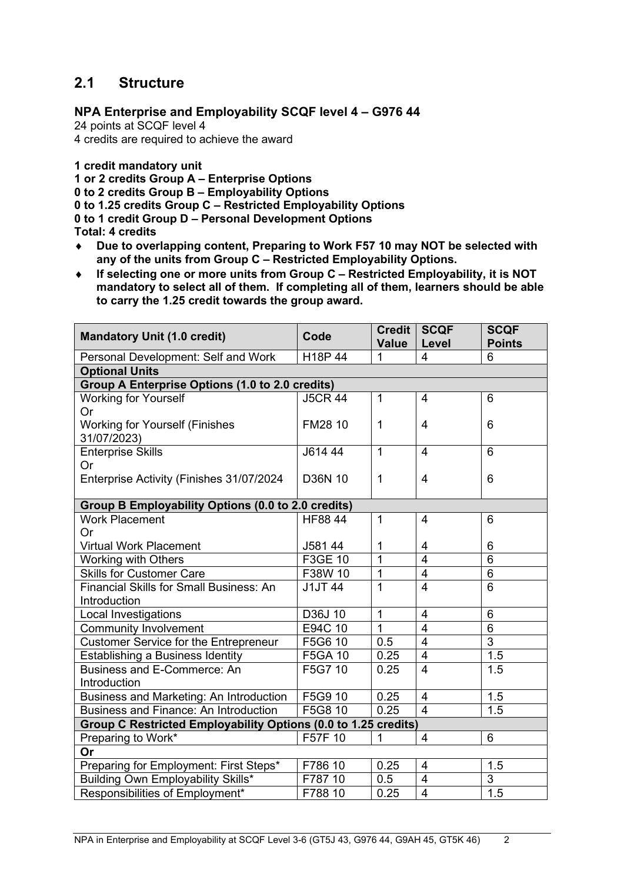## 2.1 Structure

### NPA Enterprise and Employability SCQF level 4 – G976 44

24 points at SCQF level 4
4 credits are required to achieve the award

**1 credit mandatory unit**
**1 or 2 credits Group A – Enterprise Options**
**0 to 2 credits Group B – Employability Options**
**0 to 1.25 credits Group C – Restricted Employability Options**
**0 to 1 credit Group D – Personal Development Options**
**Total: 4 credits**

- **Due to overlapping content, Preparing to Work F57 10 may NOT be selected with any of the units from Group C – Restricted Employability Options.**
- **If selecting one or more units from Group C – Restricted Employability, it is NOT mandatory to select all of them. If completing all of them, learners should be able to carry the 1.25 credit towards the group award.**

| Mandatory Unit (1.0 credit) | Code | Credit Value | SCQF Level | SCQF Points |
|---|---|---|---|---|
| Personal Development: Self and Work | H18P 44 | 1 | 4 | 6 |
| **Optional Units** | | | | |
| **Group A Enterprise Options (1.0 to 2.0 credits)** | | | | |
| Working for Yourself<br>Or<br>Working for Yourself (Finishes 31/07/2023) | J5CR 44<br><br>FM28 10 | 1<br><br>1 | 4<br><br>4 | 6<br><br>6 |
| Enterprise Skills<br>Or<br>Enterprise Activity (Finishes 31/07/2024 | J614 44<br><br>D36N 10 | 1<br><br>1 | 4<br><br>4 | 6<br><br>6 |
| **Group B Employability Options (0.0 to 2.0 credits)** | | | | |
| Work Placement<br>Or<br>Virtual Work Placement | HF88 44<br><br>J581 44 | 1<br><br>1 | 4<br><br>4 | 6<br><br>6 |
| Working with Others | F3GE 10 | 1 | 4 | 6 |
| Skills for Customer Care | F38W 10 | 1 | 4 | 6 |
| Financial Skills for Small Business: An Introduction | J1JT 44 | 1 | 4 | 6 |
| Local Investigations | D36J 10 | 1 | 4 | 6 |
| Community Involvement | E94C 10 | 1 | 4 | 6 |
| Customer Service for the Entrepreneur | F5G6 10 | 0.5 | 4 | 3 |
| Establishing a Business Identity | F5GA 10 | 0.25 | 4 | 1.5 |
| Business and E-Commerce: An Introduction | F5G7 10 | 0.25 | 4 | 1.5 |
| Business and Marketing: An Introduction | F5G9 10 | 0.25 | 4 | 1.5 |
| Business and Finance: An Introduction | F5G8 10 | 0.25 | 4 | 1.5 |
| **Group C Restricted Employability Options (0.0 to 1.25 credits)** | | | | |
| Preparing to Work* | F57F 10 | 1 | 4 | 6 |
| **Or** | | | | |
| Preparing for Employment: First Steps* | F786 10 | 0.25 | 4 | 1.5 |
| Building Own Employability Skills* | F787 10 | 0.5 | 4 | 3 |
| Responsibilities of Employment* | F788 10 | 0.25 | 4 | 1.5 |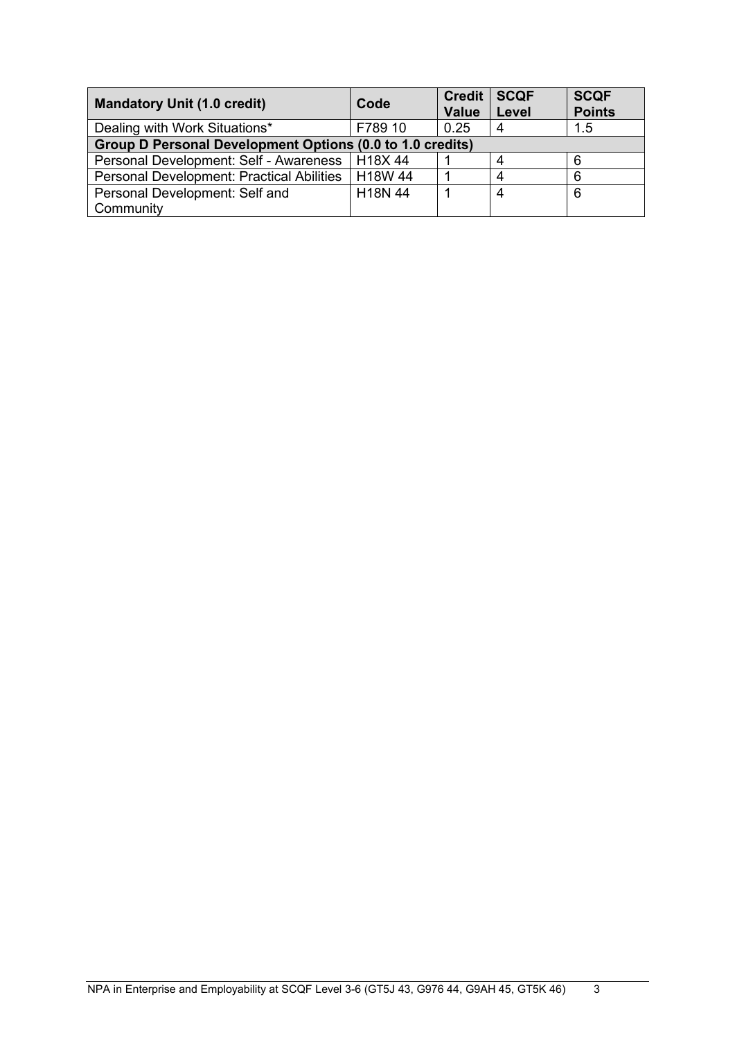| Mandatory Unit (1.0 credit) | Code | Credit Value | SCQF Level | SCQF Points |
|---|---|---|---|---|
| Dealing with Work Situations* | F789 10 | 0.25 | 4 | 1.5 |
| **Group D Personal Development Options (0.0 to 1.0 credits)** | | | | |
| Personal Development: Self - Awareness | H18X 44 | 1 | 4 | 6 |
| Personal Development: Practical Abilities | H18W 44 | 1 | 4 | 6 |
| Personal Development: Self and Community | H18N 44 | 1 | 4 | 6 |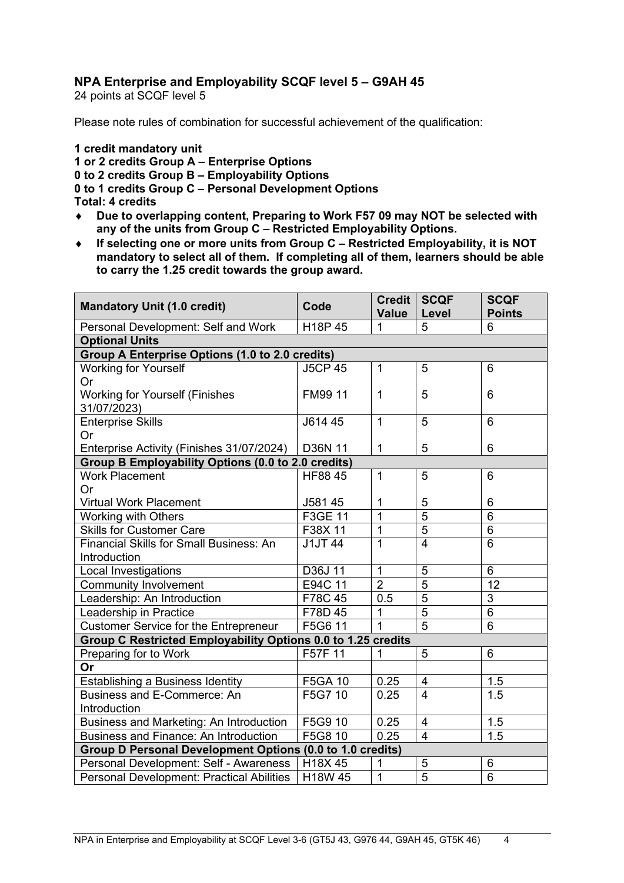## NPA Enterprise and Employability SCQF level 5 – G9AH 45

24 points at SCQF level 5

Please note rules of combination for successful achievement of the qualification:

**1 credit mandatory unit**
**1 or 2 credits Group A – Enterprise Options**
**0 to 2 credits Group B – Employability Options**
**0 to 1 credits Group C – Personal Development Options**
**Total: 4 credits**

- **Due to overlapping content, Preparing to Work F57 09 may NOT be selected with any of the units from Group C – Restricted Employability Options.**
- **If selecting one or more units from Group C – Restricted Employability, it is NOT mandatory to select all of them. If completing all of them, learners should be able to carry the 1.25 credit towards the group award.**

| Mandatory Unit (1.0 credit) | Code | Credit Value | SCQF Level | SCQF Points |
|---|---|---|---|---|
| Personal Development: Self and Work | H18P 45 | 1 | 5 | 6 |
| **Optional Units** | | | | |
| **Group A Enterprise Options (1.0 to 2.0 credits)** | | | | |
| Working for Yourself<br>Or<br>Working for Yourself (Finishes 31/07/2023) | J5CP 45<br><br>FM99 11 | 1<br><br>1 | 5<br><br>5 | 6<br><br>6 |
| Enterprise Skills<br>Or<br>Enterprise Activity (Finishes 31/07/2024) | J614 45<br><br>D36N 11 | 1<br><br>1 | 5<br><br>5 | 6<br><br>6 |
| **Group B Employability Options (0.0 to 2.0 credits)** | | | | |
| Work Placement<br>Or<br>Virtual Work Placement | HF88 45<br><br>J581 45 | 1<br><br>1 | 5<br><br>5 | 6<br><br>6 |
| Working with Others | F3GE 11 | 1 | 5 | 6 |
| Skills for Customer Care | F38X 11 | 1 | 5 | 6 |
| Financial Skills for Small Business: An Introduction | J1JT 44 | 1 | 4 | 6 |
| Local Investigations | D36J 11 | 1 | 5 | 6 |
| Community Involvement | E94C 11 | 2 | 5 | 12 |
| Leadership: An Introduction | F78C 45 | 0.5 | 5 | 3 |
| Leadership in Practice | F78D 45 | 1 | 5 | 6 |
| Customer Service for the Entrepreneur | F5G6 11 | 1 | 5 | 6 |
| **Group C Restricted Employability Options 0.0 to 1.25 credits** | | | | |
| Preparing for to Work | F57F 11 | 1 | 5 | 6 |
| **Or** | | | | |
| Establishing a Business Identity | F5GA 10 | 0.25 | 4 | 1.5 |
| Business and E-Commerce: An Introduction | F5G7 10 | 0.25 | 4 | 1.5 |
| Business and Marketing: An Introduction | F5G9 10 | 0.25 | 4 | 1.5 |
| Business and Finance: An Introduction | F5G8 10 | 0.25 | 4 | 1.5 |
| **Group D Personal Development Options (0.0 to 1.0 credits)** | | | | |
| Personal Development: Self - Awareness | H18X 45 | 1 | 5 | 6 |
| Personal Development: Practical Abilities | H18W 45 | 1 | 5 | 6 |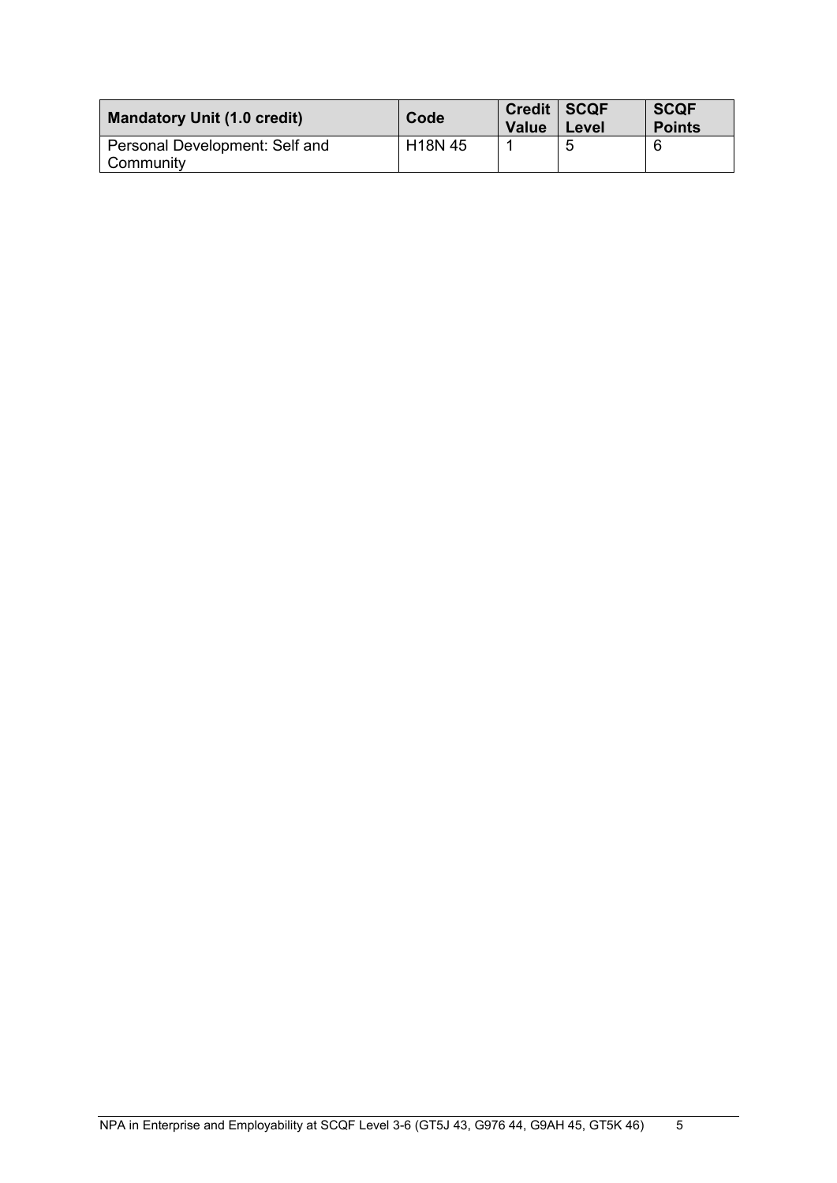| Mandatory Unit (1.0 credit) | Code | Credit Value | SCQF Level | SCQF Points |
|---|---|---|---|---|
| Personal Development: Self and Community | H18N 45 | 1 | 5 | 6 |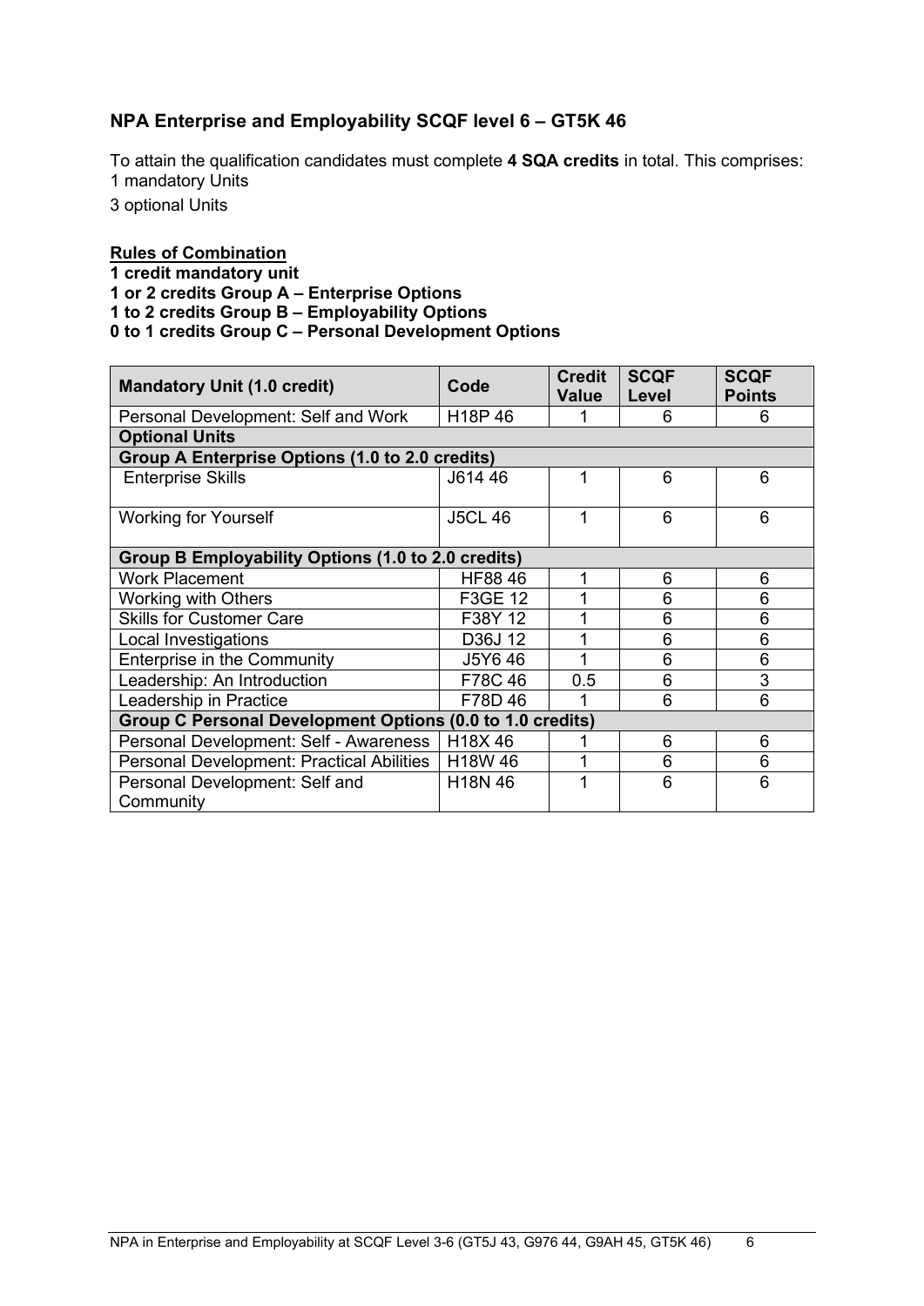## NPA Enterprise and Employability SCQF level 6 – GT5K 46

To attain the qualification candidates must complete **4 SQA credits** in total. This comprises:
1 mandatory Units
3 optional Units

**Rules of Combination**
**1 credit mandatory unit**
**1 or 2 credits Group A – Enterprise Options**
**1 to 2 credits Group B – Employability Options**
**0 to 1 credits Group C – Personal Development Options**

| Mandatory Unit (1.0 credit) | Code | Credit Value | SCQF Level | SCQF Points |
|---|---|---|---|---|
| Personal Development: Self and Work | H18P 46 | 1 | 6 | 6 |
| **Optional Units** | | | | |
| **Group A Enterprise Options (1.0 to 2.0 credits)** | | | | |
| Enterprise Skills | J614 46 | 1 | 6 | 6 |
| Working for Yourself | J5CL 46 | 1 | 6 | 6 |
| **Group B Employability Options (1.0 to 2.0 credits)** | | | | |
| Work Placement | HF88 46 | 1 | 6 | 6 |
| Working with Others | F3GE 12 | 1 | 6 | 6 |
| Skills for Customer Care | F38Y 12 | 1 | 6 | 6 |
| Local Investigations | D36J 12 | 1 | 6 | 6 |
| Enterprise in the Community | J5Y6 46 | 1 | 6 | 6 |
| Leadership: An Introduction | F78C 46 | 0.5 | 6 | 3 |
| Leadership in Practice | F78D 46 | 1 | 6 | 6 |
| **Group C Personal Development Options (0.0 to 1.0 credits)** | | | | |
| Personal Development: Self - Awareness | H18X 46 | 1 | 6 | 6 |
| Personal Development: Practical Abilities | H18W 46 | 1 | 6 | 6 |
| Personal Development: Self and Community | H18N 46 | 1 | 6 | 6 |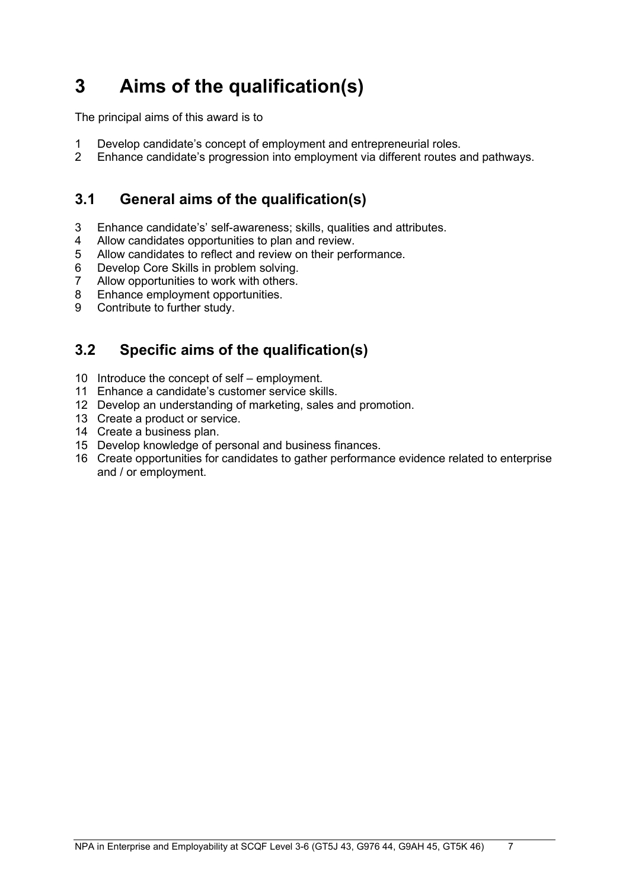# 3 Aims of the qualification(s)

The principal aims of this award is to

1. Develop candidate's concept of employment and entrepreneurial roles.
2. Enhance candidate's progression into employment via different routes and pathways.

## 3.1 General aims of the qualification(s)

3. Enhance candidate's' self-awareness; skills, qualities and attributes.
4. Allow candidates opportunities to plan and review.
5. Allow candidates to reflect and review on their performance.
6. Develop Core Skills in problem solving.
7. Allow opportunities to work with others.
8. Enhance employment opportunities.
9. Contribute to further study.

## 3.2 Specific aims of the qualification(s)

10. Introduce the concept of self – employment.
11. Enhance a candidate's customer service skills.
12. Develop an understanding of marketing, sales and promotion.
13. Create a product or service.
14. Create a business plan.
15. Develop knowledge of personal and business finances.
16. Create opportunities for candidates to gather performance evidence related to enterprise and / or employment.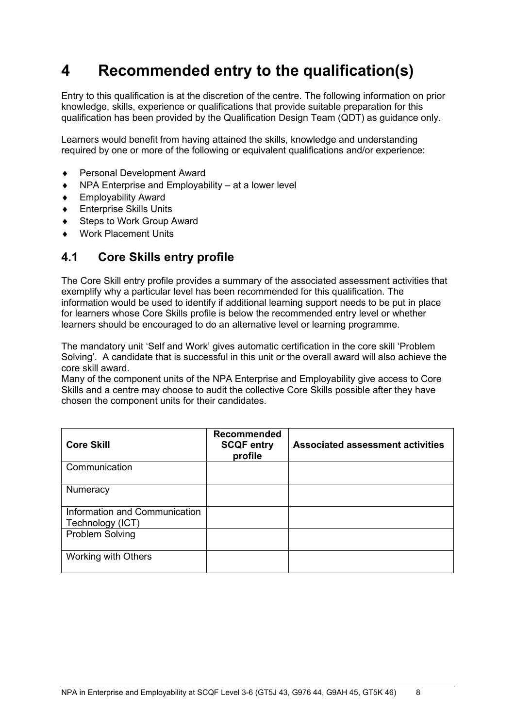# 4 Recommended entry to the qualification(s)

Entry to this qualification is at the discretion of the centre. The following information on prior knowledge, skills, experience or qualifications that provide suitable preparation for this qualification has been provided by the Qualification Design Team (QDT) as guidance only.

Learners would benefit from having attained the skills, knowledge and understanding required by one or more of the following or equivalent qualifications and/or experience:

- Personal Development Award
- NPA Enterprise and Employability – at a lower level
- Employability Award
- Enterprise Skills Units
- Steps to Work Group Award
- Work Placement Units

## 4.1 Core Skills entry profile

The Core Skill entry profile provides a summary of the associated assessment activities that exemplify why a particular level has been recommended for this qualification. The information would be used to identify if additional learning support needs to be put in place for learners whose Core Skills profile is below the recommended entry level or whether learners should be encouraged to do an alternative level or learning programme.

The mandatory unit 'Self and Work' gives automatic certification in the core skill 'Problem Solving'. A candidate that is successful in this unit or the overall award will also achieve the core skill award.
Many of the component units of the NPA Enterprise and Employability give access to Core Skills and a centre may choose to audit the collective Core Skills possible after they have chosen the component units for their candidates.

| Core Skill | Recommended SCQF entry profile | Associated assessment activities |
|---|---|---|
| Communication | | |
| Numeracy | | |
| Information and Communication Technology (ICT) | | |
| Problem Solving | | |
| Working with Others | | |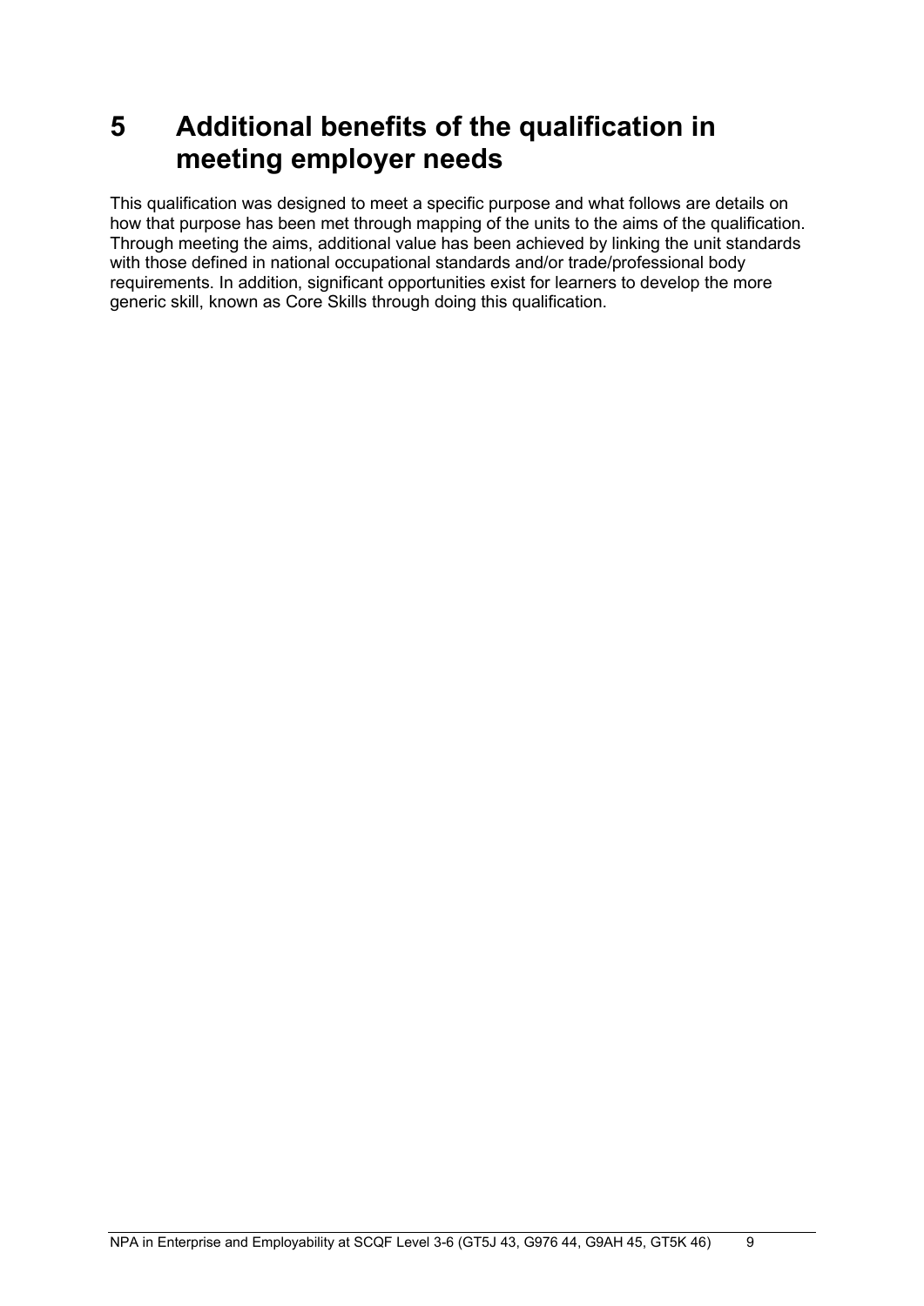# 5 Additional benefits of the qualification in meeting employer needs

This qualification was designed to meet a specific purpose and what follows are details on how that purpose has been met through mapping of the units to the aims of the qualification. Through meeting the aims, additional value has been achieved by linking the unit standards with those defined in national occupational standards and/or trade/professional body requirements. In addition, significant opportunities exist for learners to develop the more generic skill, known as Core Skills through doing this qualification.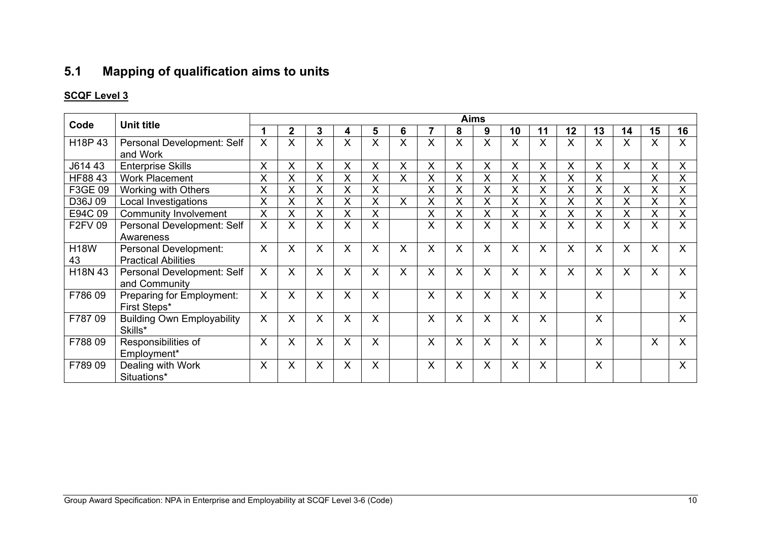## 5.1 Mapping of qualification aims to units

**SCQF Level 3**

| Code | Unit title | Aims | | | | | | | | | | | | | | | |
|---|---|---|---|---|---|---|---|---|---|---|---|---|---|---|---|---|---|
| | | 1 | 2 | 3 | 4 | 5 | 6 | 7 | 8 | 9 | 10 | 11 | 12 | 13 | 14 | 15 | 16 |
| H18P 43 | Personal Development: Self and Work | X | X | X | X | X | X | X | X | X | X | X | X | X | X | X | X |
| J614 43 | Enterprise Skills | X | X | X | X | X | X | X | X | X | X | X | X | X | X | X | X |
| HF88 43 | Work Placement | X | X | X | X | X | X | X | X | X | X | X | X | X | | X | X |
| F3GE 09 | Working with Others | X | X | X | X | X | | X | X | X | X | X | X | X | X | X | X |
| D36J 09 | Local Investigations | X | X | X | X | X | X | X | X | X | X | X | X | X | X | X | X |
| E94C 09 | Community Involvement | X | X | X | X | X | | X | X | X | X | X | X | X | X | X | X |
| F2FV 09 | Personal Development: Self Awareness | X | X | X | X | X | | X | X | X | X | X | X | X | X | X | X |
| H18W 43 | Personal Development: Practical Abilities | X | X | X | X | X | X | X | X | X | X | X | X | X | X | X | X |
| H18N 43 | Personal Development: Self and Community | X | X | X | X | X | X | X | X | X | X | X | X | X | X | X | X |
| F786 09 | Preparing for Employment: First Steps* | X | X | X | X | X | | X | X | X | X | X | | X | | | X |
| F787 09 | Building Own Employability Skills* | X | X | X | X | X | | X | X | X | X | X | | X | | | X |
| F788 09 | Responsibilities of Employment* | X | X | X | X | X | | X | X | X | X | X | | X | | X | X |
| F789 09 | Dealing with Work Situations* | X | X | X | X | X | | X | X | X | X | X | | X | | | X |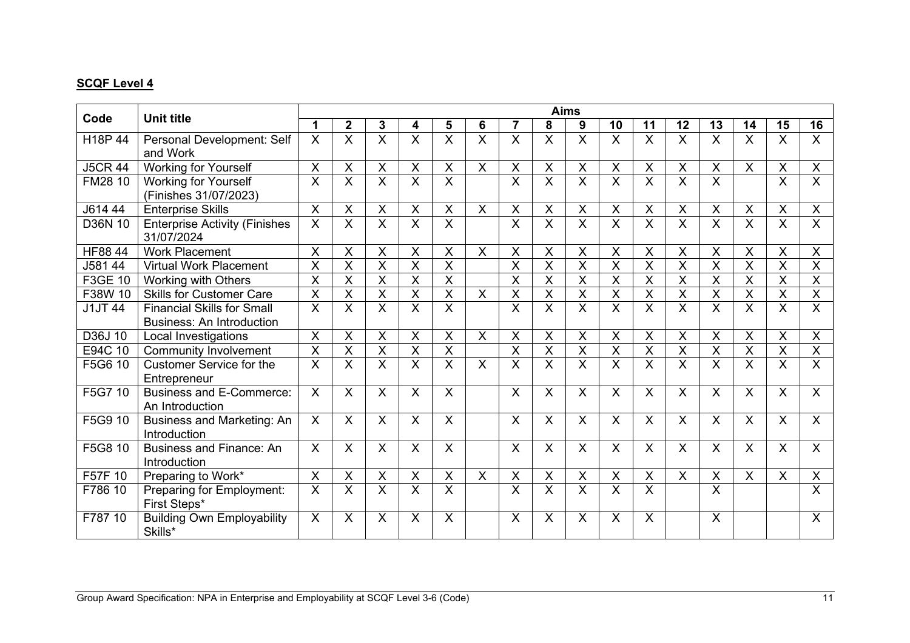**SCQF Level 4**

| Code | Unit title | Aims | | | | | | | | | | | | | | | |
|---|---|---|---|---|---|---|---|---|---|---|---|---|---|---|---|---|---|
| | | 1 | 2 | 3 | 4 | 5 | 6 | 7 | 8 | 9 | 10 | 11 | 12 | 13 | 14 | 15 | 16 |
| H18P 44 | Personal Development: Self and Work | X | X | X | X | X | X | X | X | X | X | X | X | X | X | X | X |
| J5CR 44 | Working for Yourself | X | X | X | X | X | X | X | X | X | X | X | X | X | X | X | X |
| FM28 10 | Working for Yourself (Finishes 31/07/2023) | X | X | X | X | X | | X | X | X | X | X | X | X | | X | X |
| J614 44 | Enterprise Skills | X | X | X | X | X | X | X | X | X | X | X | X | X | X | X | X |
| D36N 10 | Enterprise Activity (Finishes 31/07/2024 | X | X | X | X | X | | X | X | X | X | X | X | X | X | X | X |
| HF88 44 | Work Placement | X | X | X | X | X | X | X | X | X | X | X | X | X | X | X | X |
| J581 44 | Virtual Work Placement | X | X | X | X | X | | X | X | X | X | X | X | X | X | X | X |
| F3GE 10 | Working with Others | X | X | X | X | X | | X | X | X | X | X | X | X | X | X | X |
| F38W 10 | Skills for Customer Care | X | X | X | X | X | X | X | X | X | X | X | X | X | X | X | X |
| J1JT 44 | Financial Skills for Small Business: An Introduction | X | X | X | X | X | | X | X | X | X | X | X | X | X | X | X |
| D36J 10 | Local Investigations | X | X | X | X | X | X | X | X | X | X | X | X | X | X | X | X |
| E94C 10 | Community Involvement | X | X | X | X | X | | X | X | X | X | X | X | X | X | X | X |
| F5G6 10 | Customer Service for the Entrepreneur | X | X | X | X | X | X | X | X | X | X | X | X | X | X | X | X |
| F5G7 10 | Business and E-Commerce: An Introduction | X | X | X | X | X | | X | X | X | X | X | X | X | X | X | X |
| F5G9 10 | Business and Marketing: An Introduction | X | X | X | X | X | | X | X | X | X | X | X | X | X | X | X |
| F5G8 10 | Business and Finance: An Introduction | X | X | X | X | X | | X | X | X | X | X | X | X | X | X | X |
| F57F 10 | Preparing to Work* | X | X | X | X | X | X | X | X | X | X | X | X | X | X | X | X |
| F786 10 | Preparing for Employment: First Steps* | X | X | X | X | X | | X | X | X | X | X | | X | | | X |
| F787 10 | Building Own Employability Skills* | X | X | X | X | X | | X | X | X | X | X | | X | | | X |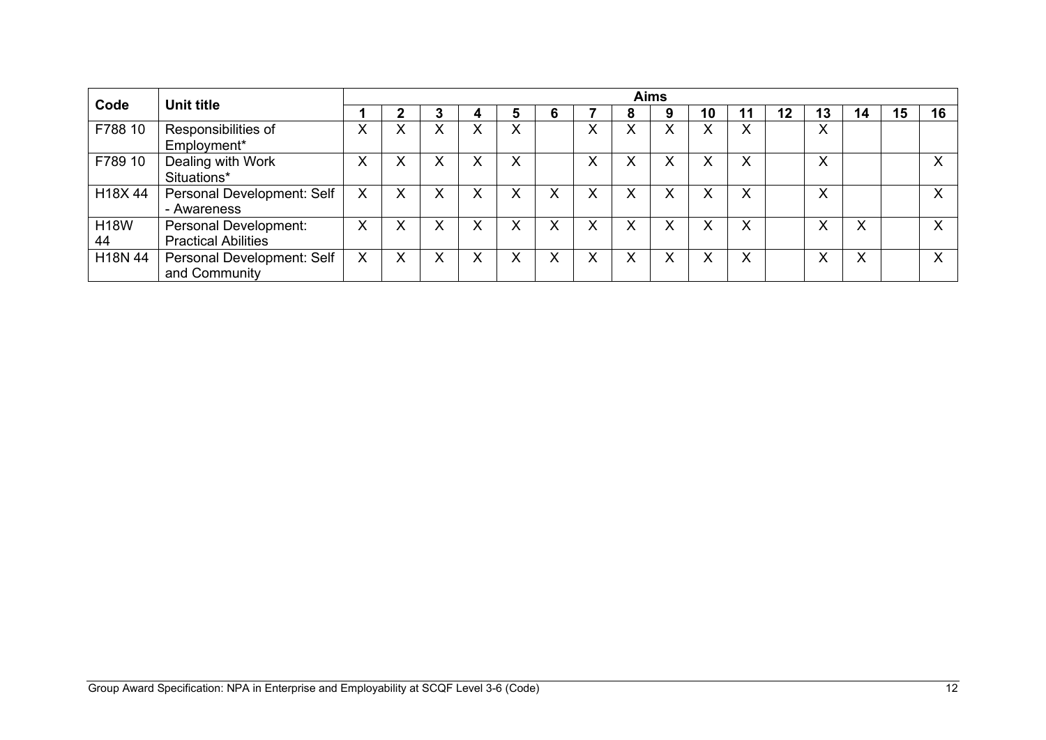| Code | Unit title | Aims | | | | | | | | | | | | | | | |
|---|---|---|---|---|---|---|---|---|---|---|---|---|---|---|---|---|---|
| | | 1 | 2 | 3 | 4 | 5 | 6 | 7 | 8 | 9 | 10 | 11 | 12 | 13 | 14 | 15 | 16 |
| F788 10 | Responsibilities of Employment* | X | X | X | X | X | | X | X | X | X | X | | X | | | |
| F789 10 | Dealing with Work Situations* | X | X | X | X | X | | X | X | X | X | X | | X | | | X |
| H18X 44 | Personal Development: Self - Awareness | X | X | X | X | X | X | X | X | X | X | X | | X | | | X |
| H18W 44 | Personal Development: Practical Abilities | X | X | X | X | X | X | X | X | X | X | X | | X | X | | X |
| H18N 44 | Personal Development: Self and Community | X | X | X | X | X | X | X | X | X | X | X | | X | X | | X |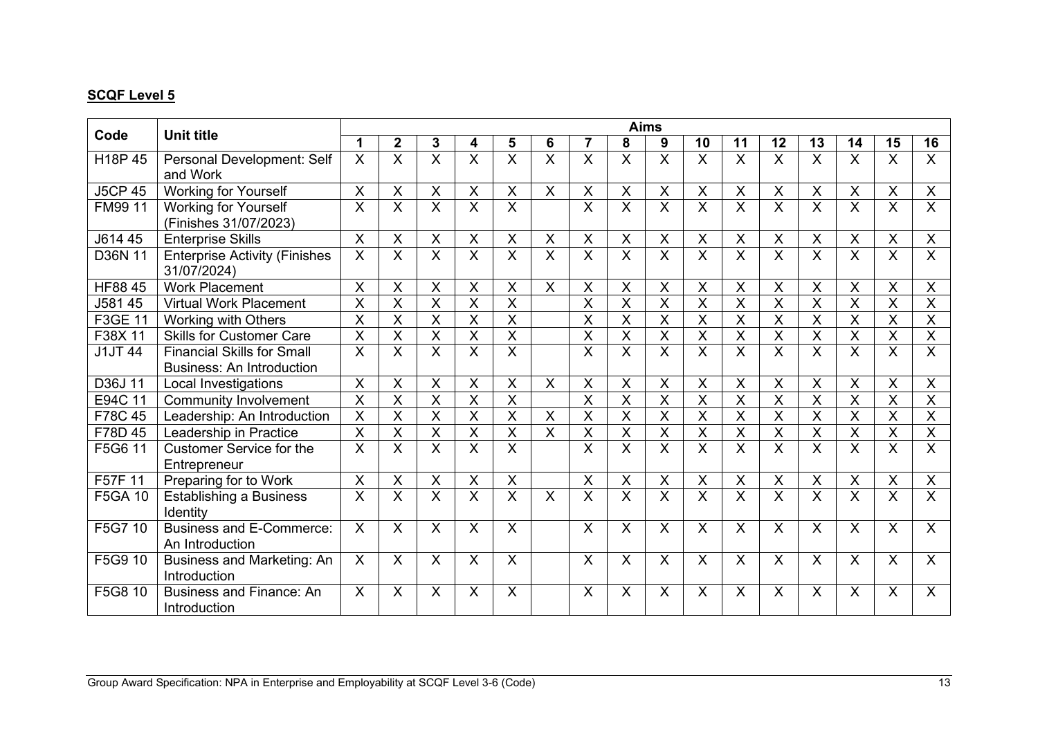**SCQF Level 5**

| Code | Unit title | Aims | | | | | | | | | | | | | | | |
|---|---|---|---|---|---|---|---|---|---|---|---|---|---|---|---|---|---|
| | | 1 | 2 | 3 | 4 | 5 | 6 | 7 | 8 | 9 | 10 | 11 | 12 | 13 | 14 | 15 | 16 |
| H18P 45 | Personal Development: Self and Work | X | X | X | X | X | X | X | X | X | X | X | X | X | X | X | X |
| J5CP 45 | Working for Yourself | X | X | X | X | X | X | X | X | X | X | X | X | X | X | X | X |
| FM99 11 | Working for Yourself (Finishes 31/07/2023) | X | X | X | X | X | | X | X | X | X | X | X | X | X | X | X |
| J614 45 | Enterprise Skills | X | X | X | X | X | X | X | X | X | X | X | X | X | X | X | X |
| D36N 11 | Enterprise Activity (Finishes 31/07/2024) | X | X | X | X | X | X | X | X | X | X | X | X | X | X | X | X |
| HF88 45 | Work Placement | X | X | X | X | X | X | X | X | X | X | X | X | X | X | X | X |
| J581 45 | Virtual Work Placement | X | X | X | X | X | | X | X | X | X | X | X | X | X | X | X |
| F3GE 11 | Working with Others | X | X | X | X | X | | X | X | X | X | X | X | X | X | X | X |
| F38X 11 | Skills for Customer Care | X | X | X | X | X | | X | X | X | X | X | X | X | X | X | X |
| J1JT 44 | Financial Skills for Small Business: An Introduction | X | X | X | X | X | | X | X | X | X | X | X | X | X | X | X |
| D36J 11 | Local Investigations | X | X | X | X | X | X | X | X | X | X | X | X | X | X | X | X |
| E94C 11 | Community Involvement | X | X | X | X | X | | X | X | X | X | X | X | X | X | X | X |
| F78C 45 | Leadership: An Introduction | X | X | X | X | X | X | X | X | X | X | X | X | X | X | X | X |
| F78D 45 | Leadership in Practice | X | X | X | X | X | X | X | X | X | X | X | X | X | X | X | X |
| F5G6 11 | Customer Service for the Entrepreneur | X | X | X | X | X | | X | X | X | X | X | X | X | X | X | X |
| F57F 11 | Preparing for to Work | X | X | X | X | X | | X | X | X | X | X | X | X | X | X | X |
| F5GA 10 | Establishing a Business Identity | X | X | X | X | X | X | X | X | X | X | X | X | X | X | X | X |
| F5G7 10 | Business and E-Commerce: An Introduction | X | X | X | X | X | | X | X | X | X | X | X | X | X | X | X |
| F5G9 10 | Business and Marketing: An Introduction | X | X | X | X | X | | X | X | X | X | X | X | X | X | X | X |
| F5G8 10 | Business and Finance: An Introduction | X | X | X | X | X | | X | X | X | X | X | X | X | X | X | X |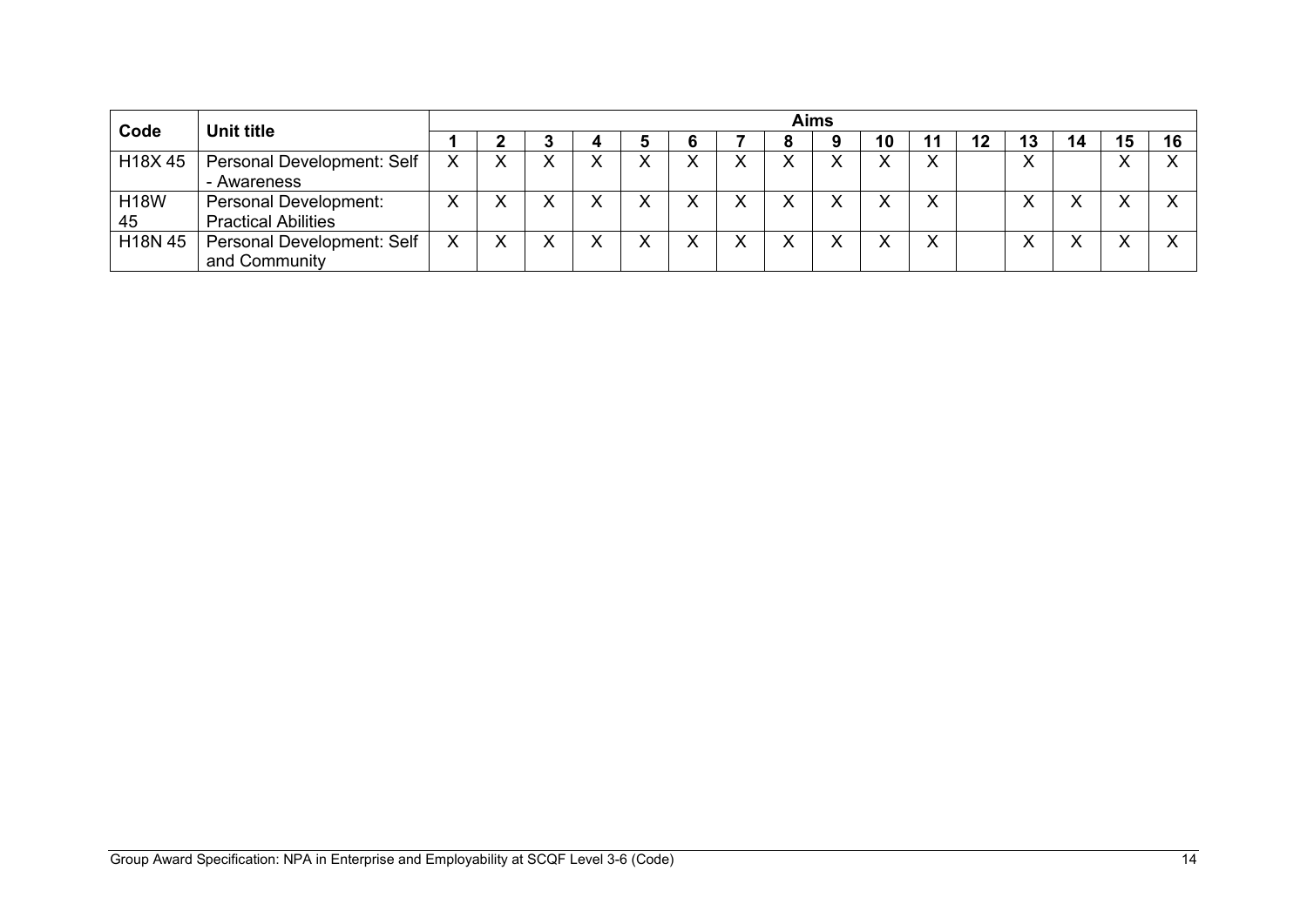| Code | Unit title | Aims | | | | | | | | | | | | | | | |
|---|---|---|---|---|---|---|---|---|---|---|---|---|---|---|---|---|---|
| | | 1 | 2 | 3 | 4 | 5 | 6 | 7 | 8 | 9 | 10 | 11 | 12 | 13 | 14 | 15 | 16 |
| H18X 45 | Personal Development: Self - Awareness | X | X | X | X | X | X | X | X | X | X | X | | X | | X | X |
| H18W 45 | Personal Development: Practical Abilities | X | X | X | X | X | X | X | X | X | X | X | | X | X | X | X |
| H18N 45 | Personal Development: Self and Community | X | X | X | X | X | X | X | X | X | X | X | | X | X | X | X |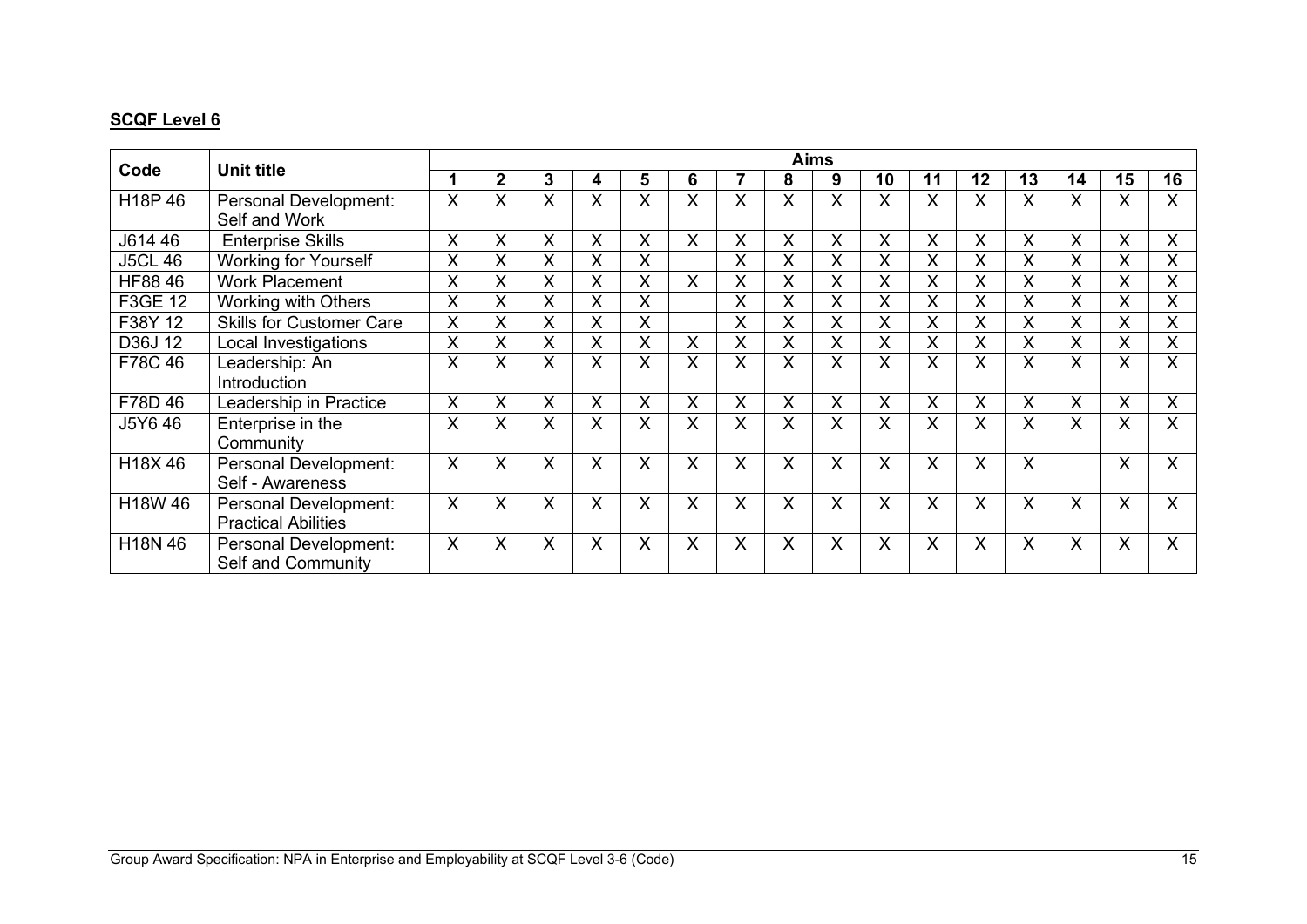**SCQF Level 6**

| Code | Unit title | Aims | | | | | | | | | | | | | | | |
|---|---|---|---|---|---|---|---|---|---|---|---|---|---|---|---|---|---|
| | | 1 | 2 | 3 | 4 | 5 | 6 | 7 | 8 | 9 | 10 | 11 | 12 | 13 | 14 | 15 | 16 |
| H18P 46 | Personal Development: Self and Work | X | X | X | X | X | X | X | X | X | X | X | X | X | X | X | X |
| J614 46 | Enterprise Skills | X | X | X | X | X | X | X | X | X | X | X | X | X | X | X | X |
| J5CL 46 | Working for Yourself | X | X | X | X | X | | X | X | X | X | X | X | X | X | X | X |
| HF88 46 | Work Placement | X | X | X | X | X | X | X | X | X | X | X | X | X | X | X | X |
| F3GE 12 | Working with Others | X | X | X | X | X | | X | X | X | X | X | X | X | X | X | X |
| F38Y 12 | Skills for Customer Care | X | X | X | X | X | | X | X | X | X | X | X | X | X | X | X |
| D36J 12 | Local Investigations | X | X | X | X | X | X | X | X | X | X | X | X | X | X | X | X |
| F78C 46 | Leadership: An Introduction | X | X | X | X | X | X | X | X | X | X | X | X | X | X | X | X |
| F78D 46 | Leadership in Practice | X | X | X | X | X | X | X | X | X | X | X | X | X | X | X | X |
| J5Y6 46 | Enterprise in the Community | X | X | X | X | X | X | X | X | X | X | X | X | X | X | X | X |
| H18X 46 | Personal Development: Self - Awareness | X | X | X | X | X | X | X | X | X | X | X | X | X | | X | X |
| H18W 46 | Personal Development: Practical Abilities | X | X | X | X | X | X | X | X | X | X | X | X | X | X | X | X |
| H18N 46 | Personal Development: Self and Community | X | X | X | X | X | X | X | X | X | X | X | X | X | X | X | X |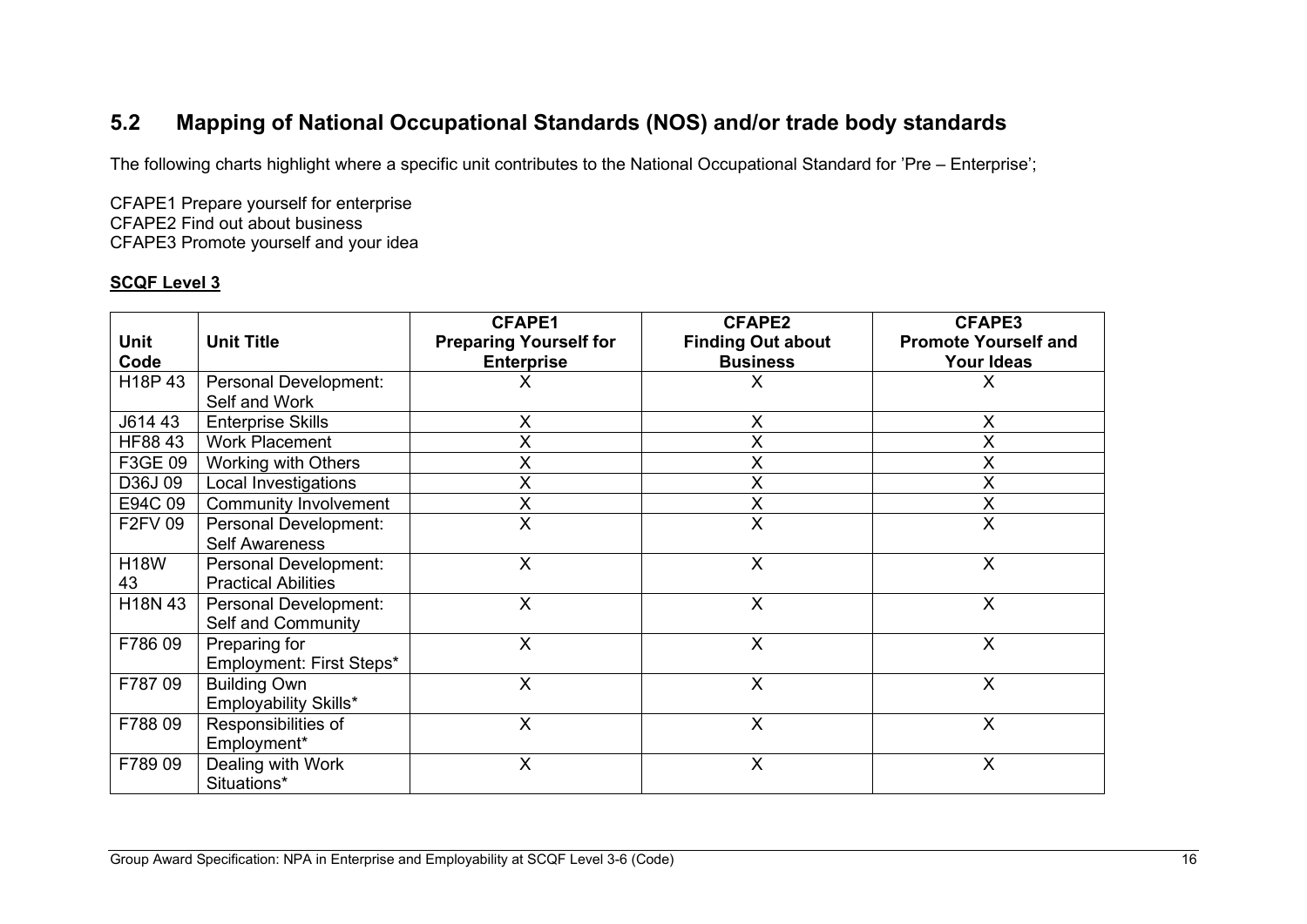## 5.2 Mapping of National Occupational Standards (NOS) and/or trade body standards

The following charts highlight where a specific unit contributes to the National Occupational Standard for 'Pre – Enterprise';

CFAPE1 Prepare yourself for enterprise
CFAPE2 Find out about business
CFAPE3 Promote yourself and your idea

**SCQF Level 3**

| Unit Code | Unit Title | CFAPE1 Preparing Yourself for Enterprise | CFAPE2 Finding Out about Business | CFAPE3 Promote Yourself and Your Ideas |
|---|---|---|---|---|
| H18P 43 | Personal Development: Self and Work | X | X | X |
| J614 43 | Enterprise Skills | X | X | X |
| HF88 43 | Work Placement | X | X | X |
| F3GE 09 | Working with Others | X | X | X |
| D36J 09 | Local Investigations | X | X | X |
| E94C 09 | Community Involvement | X | X | X |
| F2FV 09 | Personal Development: Self Awareness | X | X | X |
| H18W 43 | Personal Development: Practical Abilities | X | X | X |
| H18N 43 | Personal Development: Self and Community | X | X | X |
| F786 09 | Preparing for Employment: First Steps* | X | X | X |
| F787 09 | Building Own Employability Skills* | X | X | X |
| F788 09 | Responsibilities of Employment* | X | X | X |
| F789 09 | Dealing with Work Situations* | X | X | X |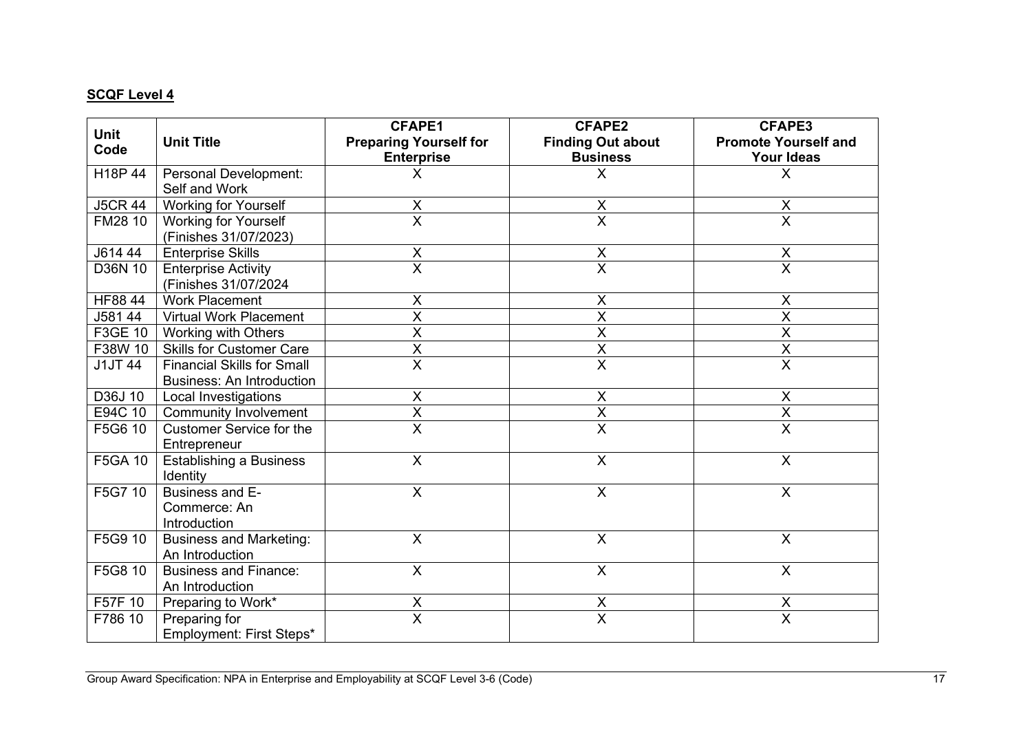**SCQF Level 4**

| Unit Code | Unit Title | CFAPE1 Preparing Yourself for Enterprise | CFAPE2 Finding Out about Business | CFAPE3 Promote Yourself and Your Ideas |
|---|---|---|---|---|
| H18P 44 | Personal Development: Self and Work | X | X | X |
| J5CR 44 | Working for Yourself | X | X | X |
| FM28 10 | Working for Yourself (Finishes 31/07/2023) | X | X | X |
| J614 44 | Enterprise Skills | X | X | X |
| D36N 10 | Enterprise Activity (Finishes 31/07/2024 | X | X | X |
| HF88 44 | Work Placement | X | X | X |
| J581 44 | Virtual Work Placement | X | X | X |
| F3GE 10 | Working with Others | X | X | X |
| F38W 10 | Skills for Customer Care | X | X | X |
| J1JT 44 | Financial Skills for Small Business: An Introduction | X | X | X |
| D36J 10 | Local Investigations | X | X | X |
| E94C 10 | Community Involvement | X | X | X |
| F5G6 10 | Customer Service for the Entrepreneur | X | X | X |
| F5GA 10 | Establishing a Business Identity | X | X | X |
| F5G7 10 | Business and E-Commerce: An Introduction | X | X | X |
| F5G9 10 | Business and Marketing: An Introduction | X | X | X |
| F5G8 10 | Business and Finance: An Introduction | X | X | X |
| F57F 10 | Preparing to Work* | X | X | X |
| F786 10 | Preparing for Employment: First Steps* | X | X | X |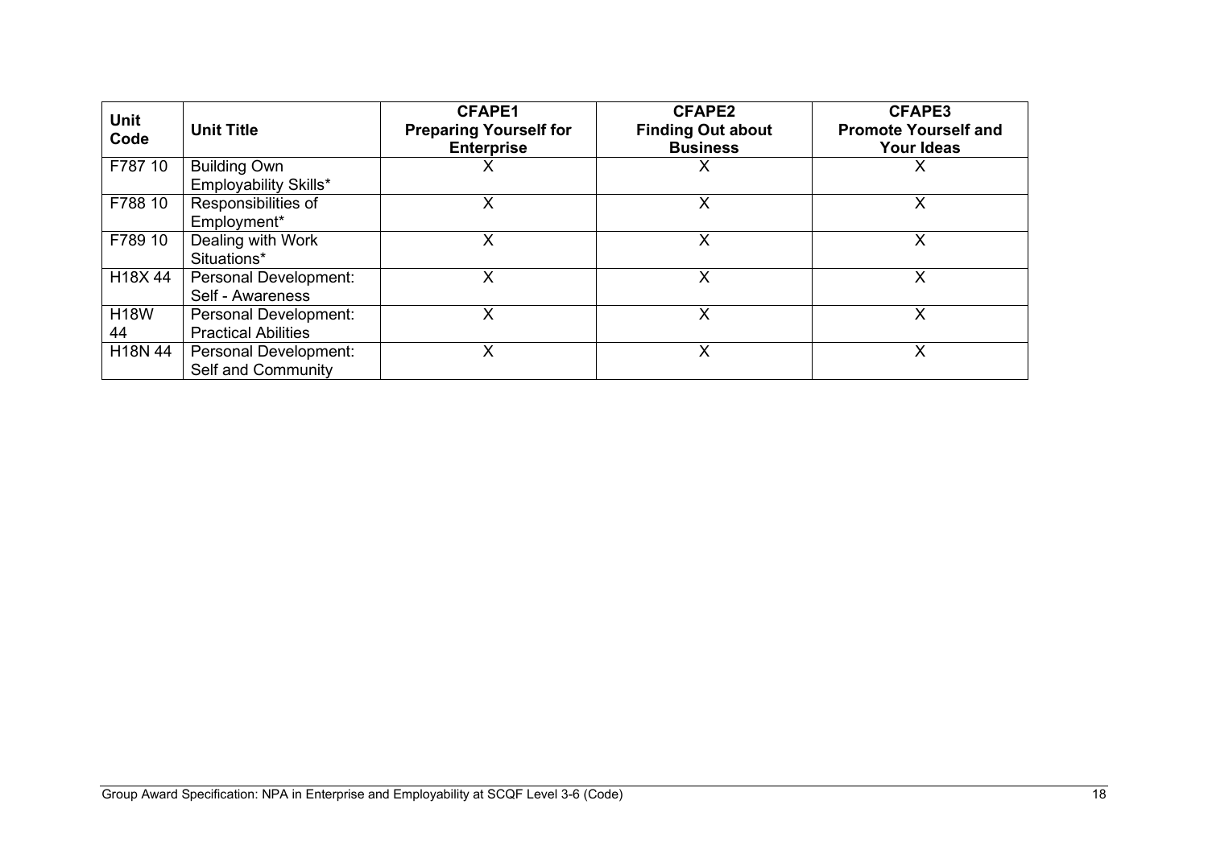| Unit Code | Unit Title | CFAPE1 Preparing Yourself for Enterprise | CFAPE2 Finding Out about Business | CFAPE3 Promote Yourself and Your Ideas |
|---|---|---|---|---|
| F787 10 | Building Own Employability Skills* | X | X | X |
| F788 10 | Responsibilities of Employment* | X | X | X |
| F789 10 | Dealing with Work Situations* | X | X | X |
| H18X 44 | Personal Development: Self - Awareness | X | X | X |
| H18W 44 | Personal Development: Practical Abilities | X | X | X |
| H18N 44 | Personal Development: Self and Community | X | X | X |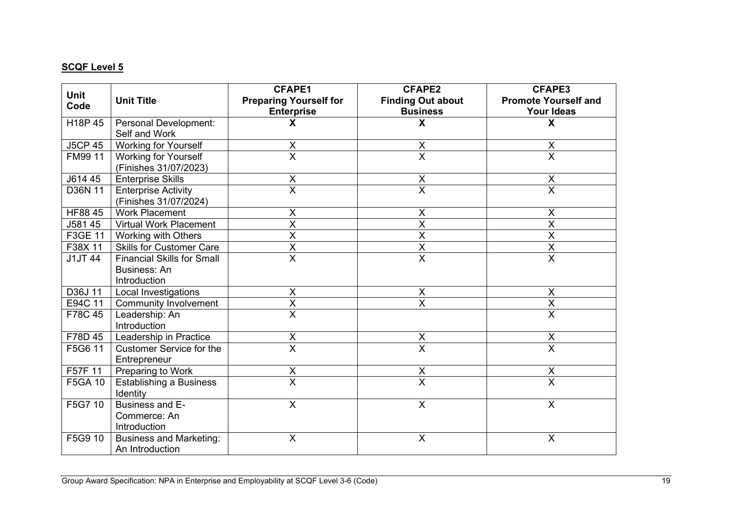**SCQF Level 5**

| Unit Code | Unit Title | CFAPE1 Preparing Yourself for Enterprise | CFAPE2 Finding Out about Business | CFAPE3 Promote Yourself and Your Ideas |
|---|---|---|---|---|
| H18P 45 | Personal Development: Self and Work | **X** | **X** | **X** |
| J5CP 45 | Working for Yourself | X | X | X |
| FM99 11 | Working for Yourself (Finishes 31/07/2023) | X | X | X |
| J614 45 | Enterprise Skills | X | X | X |
| D36N 11 | Enterprise Activity (Finishes 31/07/2024) | X | X | X |
| HF88 45 | Work Placement | X | X | X |
| J581 45 | Virtual Work Placement | X | X | X |
| F3GE 11 | Working with Others | X | X | X |
| F38X 11 | Skills for Customer Care | X | X | X |
| J1JT 44 | Financial Skills for Small Business: An Introduction | X | X | X |
| D36J 11 | Local Investigations | X | X | X |
| E94C 11 | Community Involvement | X | X | X |
| F78C 45 | Leadership: An Introduction | X | | X |
| F78D 45 | Leadership in Practice | X | X | X |
| F5G6 11 | Customer Service for the Entrepreneur | X | X | X |
| F57F 11 | Preparing to Work | X | X | X |
| F5GA 10 | Establishing a Business Identity | X | X | X |
| F5G7 10 | Business and E-Commerce: An Introduction | X | X | X |
| F5G9 10 | Business and Marketing: An Introduction | X | X | X |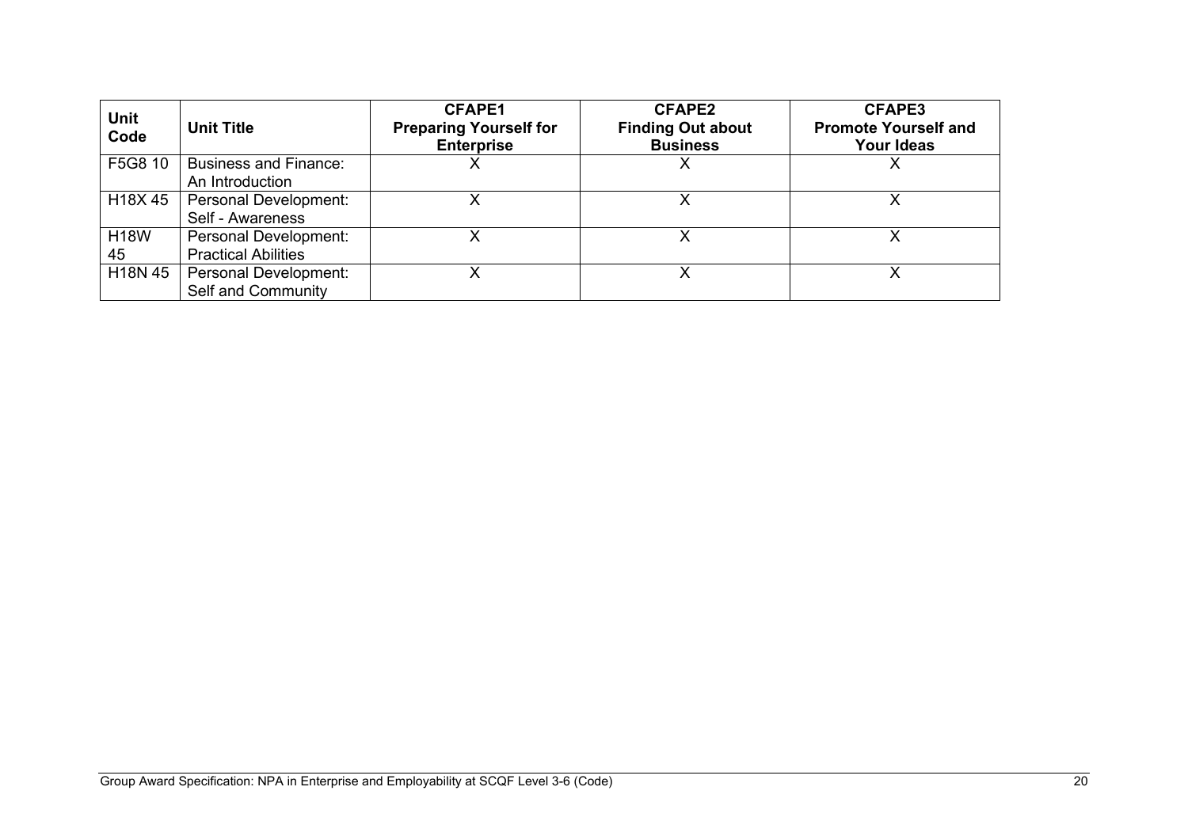| Unit Code | Unit Title | CFAPE1 Preparing Yourself for Enterprise | CFAPE2 Finding Out about Business | CFAPE3 Promote Yourself and Your Ideas |
|---|---|---|---|---|
| F5G8 10 | Business and Finance: An Introduction | X | X | X |
| H18X 45 | Personal Development: Self - Awareness | X | X | X |
| H18W 45 | Personal Development: Practical Abilities | X | X | X |
| H18N 45 | Personal Development: Self and Community | X | X | X |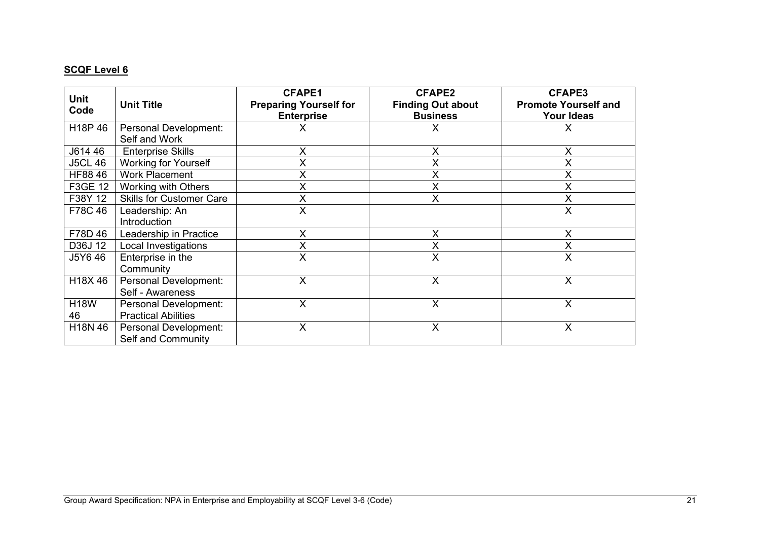**SCQF Level 6**

| Unit Code | Unit Title | CFAPE1 Preparing Yourself for Enterprise | CFAPE2 Finding Out about Business | CFAPE3 Promote Yourself and Your Ideas |
|---|---|---|---|---|
| H18P 46 | Personal Development: Self and Work | X | X | X |
| J614 46 | Enterprise Skills | X | X | X |
| J5CL 46 | Working for Yourself | X | X | X |
| HF88 46 | Work Placement | X | X | X |
| F3GE 12 | Working with Others | X | X | X |
| F38Y 12 | Skills for Customer Care | X | X | X |
| F78C 46 | Leadership: An Introduction | X | | X |
| F78D 46 | Leadership in Practice | X | X | X |
| D36J 12 | Local Investigations | X | X | X |
| J5Y6 46 | Enterprise in the Community | X | X | X |
| H18X 46 | Personal Development: Self - Awareness | X | X | X |
| H18W 46 | Personal Development: Practical Abilities | X | X | X |
| H18N 46 | Personal Development: Self and Community | X | X | X |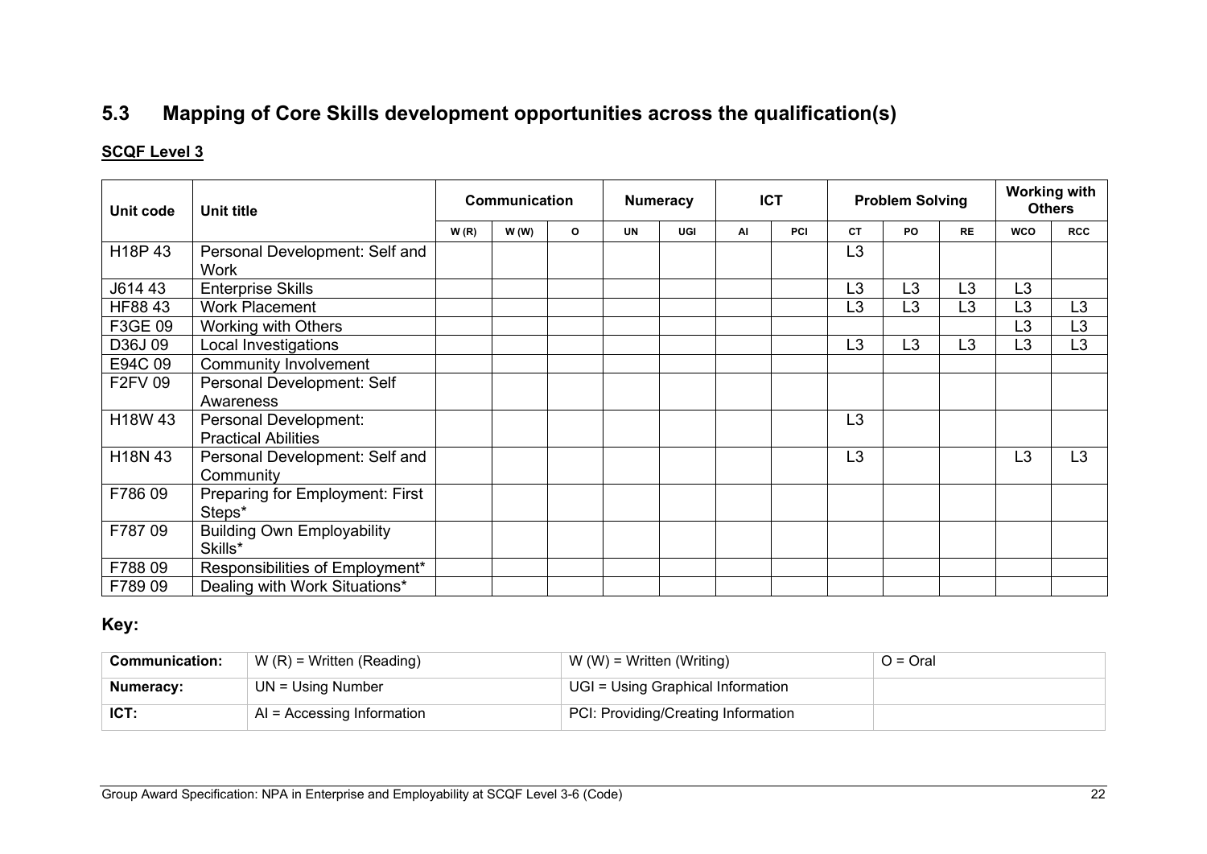## 5.3 Mapping of Core Skills development opportunities across the qualification(s)

**SCQF Level 3**

| Unit code | Unit title | Communication | | | Numeracy | | ICT | | Problem Solving | | | Working with Others | |
|---|---|---|---|---|---|---|---|---|---|---|---|---|---|
| | | W (R) | W (W) | O | UN | UGI | AI | PCI | CT | PO | RE | WCO | RCC |
| H18P 43 | Personal Development: Self and Work | | | | | | | | L3 | | | | |
| J614 43 | Enterprise Skills | | | | | | | | L3 | L3 | L3 | L3 | |
| HF88 43 | Work Placement | | | | | | | | L3 | L3 | L3 | L3 | L3 |
| F3GE 09 | Working with Others | | | | | | | | | | | L3 | L3 |
| D36J 09 | Local Investigations | | | | | | | | L3 | L3 | L3 | L3 | L3 |
| E94C 09 | Community Involvement | | | | | | | | | | | | |
| F2FV 09 | Personal Development: Self Awareness | | | | | | | | | | | | |
| H18W 43 | Personal Development: Practical Abilities | | | | | | | | L3 | | | | |
| H18N 43 | Personal Development: Self and Community | | | | | | | | L3 | | | L3 | L3 |
| F786 09 | Preparing for Employment: First Steps* | | | | | | | | | | | | |
| F787 09 | Building Own Employability Skills* | | | | | | | | | | | | |
| F788 09 | Responsibilities of Employment* | | | | | | | | | | | | |
| F789 09 | Dealing with Work Situations* | | | | | | | | | | | | |

**Key:**

| **Communication:** | W (R) = Written (Reading) | W (W) = Written (Writing) | O = Oral |
|---|---|---|---|
| **Numeracy:** | UN = Using Number | UGI = Using Graphical Information | |
| **ICT:** | AI = Accessing Information | PCI: Providing/Creating Information | |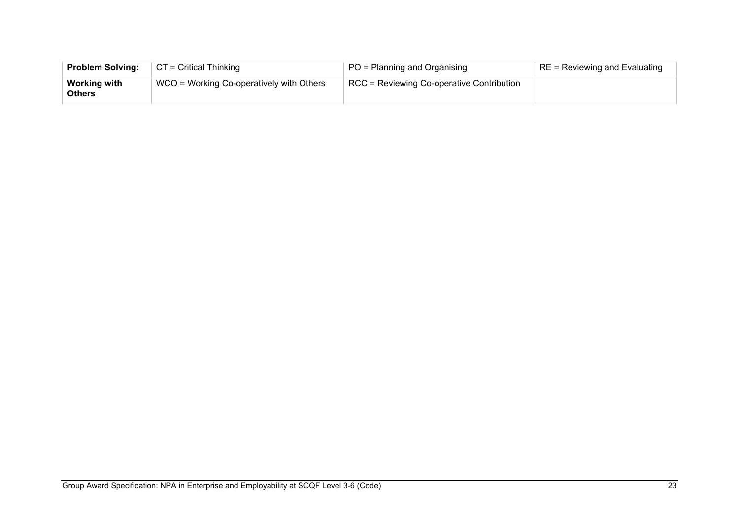| **Problem Solving:** | CT = Critical Thinking | PO = Planning and Organising | RE = Reviewing and Evaluating |
|---|---|---|---|
| **Working with Others** | WCO = Working Co-operatively with Others | RCC = Reviewing Co-operative Contribution | |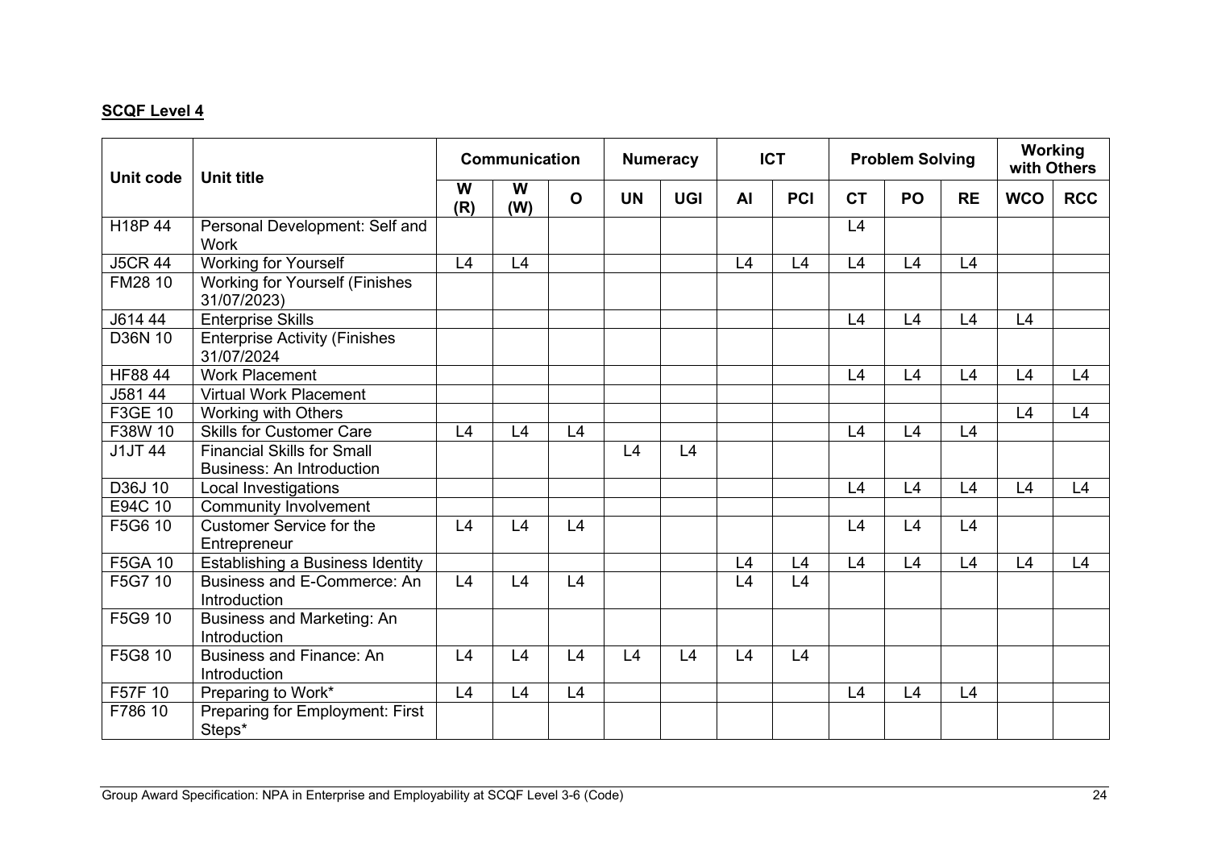**SCQF Level 4**

| Unit code | Unit title | Communication | | | Numeracy | | ICT | | Problem Solving | | | Working with Others | |
|---|---|---|---|---|---|---|---|---|---|---|---|---|---|
| | | W (R) | W (W) | O | UN | UGI | AI | PCI | CT | PO | RE | WCO | RCC |
| H18P 44 | Personal Development: Self and Work | | | | | | | | L4 | | | | |
| J5CR 44 | Working for Yourself | L4 | L4 | | | | L4 | L4 | L4 | L4 | L4 | | |
| FM28 10 | Working for Yourself (Finishes 31/07/2023) | | | | | | | | | | | | |
| J614 44 | Enterprise Skills | | | | | | | | L4 | L4 | L4 | L4 | |
| D36N 10 | Enterprise Activity (Finishes 31/07/2024 | | | | | | | | | | | | |
| HF88 44 | Work Placement | | | | | | | | L4 | L4 | L4 | L4 | L4 |
| J581 44 | Virtual Work Placement | | | | | | | | | | | | |
| F3GE 10 | Working with Others | | | | | | | | | | | L4 | L4 |
| F38W 10 | Skills for Customer Care | L4 | L4 | L4 | | | | | L4 | L4 | L4 | | |
| J1JT 44 | Financial Skills for Small Business: An Introduction | | | | L4 | L4 | | | | | | | |
| D36J 10 | Local Investigations | | | | | | | | L4 | L4 | L4 | L4 | L4 |
| E94C 10 | Community Involvement | | | | | | | | | | | | |
| F5G6 10 | Customer Service for the Entrepreneur | L4 | L4 | L4 | | | | | L4 | L4 | L4 | | |
| F5GA 10 | Establishing a Business Identity | | | | | | L4 | L4 | L4 | L4 | L4 | L4 | L4 |
| F5G7 10 | Business and E-Commerce: An Introduction | L4 | L4 | L4 | | | L4 | L4 | | | | | |
| F5G9 10 | Business and Marketing: An Introduction | | | | | | | | | | | | |
| F5G8 10 | Business and Finance: An Introduction | L4 | L4 | L4 | L4 | L4 | L4 | L4 | | | | | |
| F57F 10 | Preparing to Work* | L4 | L4 | L4 | | | | | L4 | L4 | L4 | | |
| F786 10 | Preparing for Employment: First Steps* | | | | | | | | | | | | |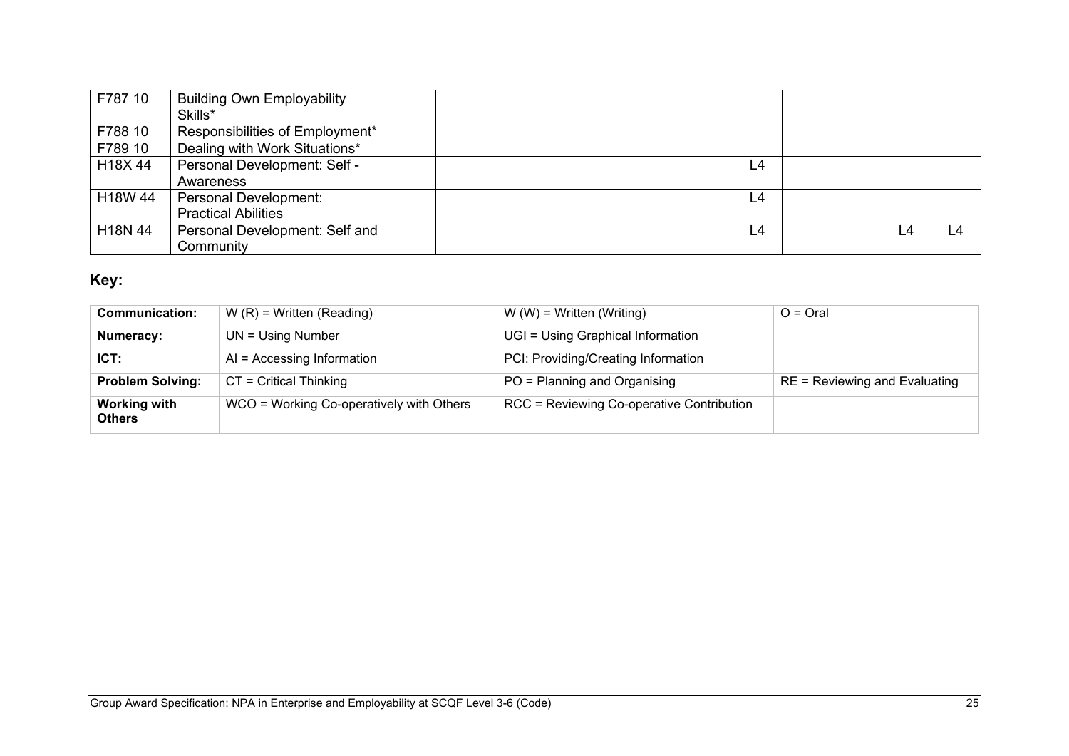| | | | | | | | | | | | | | |
|---|---|---|---|---|---|---|---|---|---|---|---|---|---|
| F787 10 | Building Own Employability Skills* | | | | | | | | | | | | |
| F788 10 | Responsibilities of Employment* | | | | | | | | | | | | |
| F789 10 | Dealing with Work Situations* | | | | | | | | | | | | |
| H18X 44 | Personal Development: Self - Awareness | | | | | | | | L4 | | | | |
| H18W 44 | Personal Development: Practical Abilities | | | | | | | | L4 | | | | |
| H18N 44 | Personal Development: Self and Community | | | | | | | | L4 | | | L4 | L4 |

## Key:

| | | | |
|---|---|---|---|
| **Communication:** | W (R) = Written (Reading) | W (W) = Written (Writing) | O = Oral |
| **Numeracy:** | UN = Using Number | UGI = Using Graphical Information | |
| **ICT:** | AI = Accessing Information | PCI: Providing/Creating Information | |
| **Problem Solving:** | CT = Critical Thinking | PO = Planning and Organising | RE = Reviewing and Evaluating |
| **Working with Others** | WCO = Working Co-operatively with Others | RCC = Reviewing Co-operative Contribution | |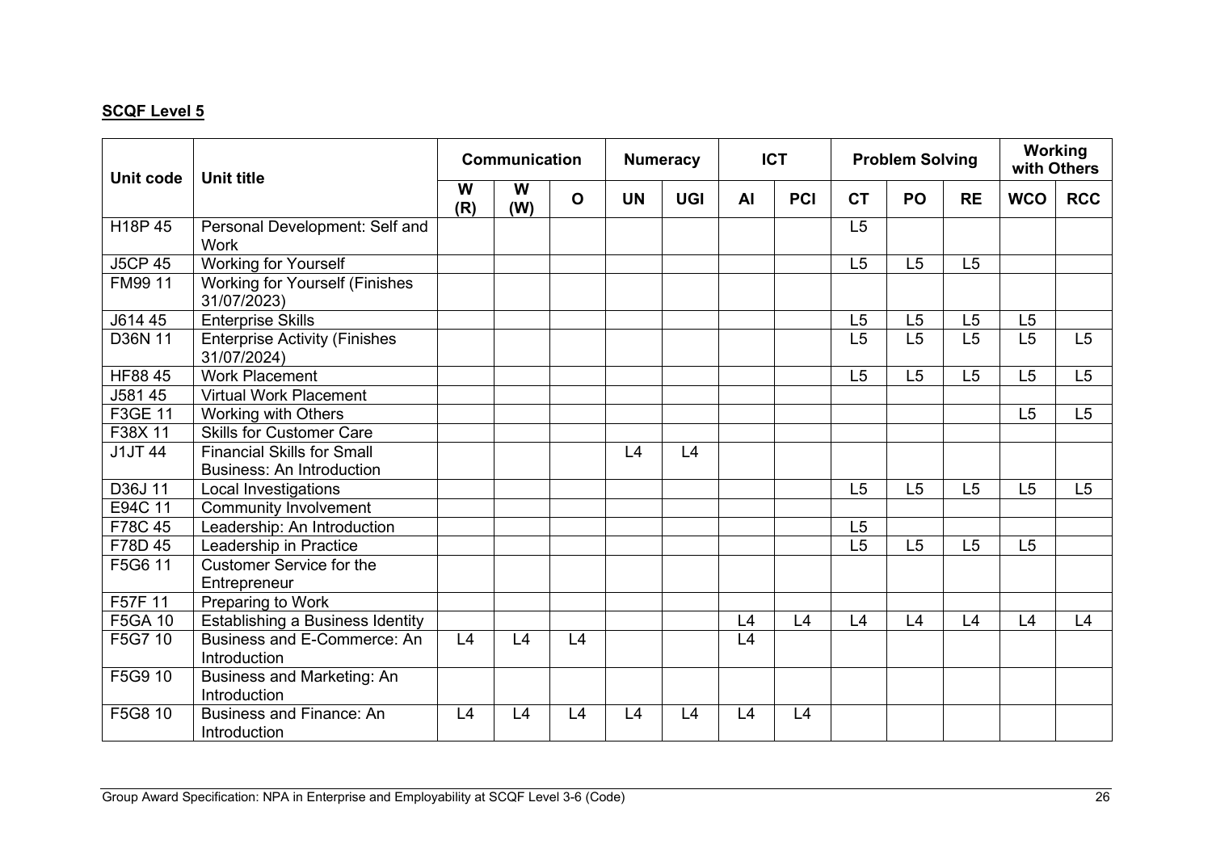**SCQF Level 5**

| Unit code | Unit title | Communication | | | Numeracy | | ICT | | Problem Solving | | | Working with Others | |
|---|---|---|---|---|---|---|---|---|---|---|---|---|---|
| | | W (R) | W (W) | O | UN | UGI | AI | PCI | CT | PO | RE | WCO | RCC |
| H18P 45 | Personal Development: Self and Work | | | | | | | | L5 | | | | |
| J5CP 45 | Working for Yourself | | | | | | | | L5 | L5 | L5 | | |
| FM99 11 | Working for Yourself (Finishes 31/07/2023) | | | | | | | | | | | | |
| J614 45 | Enterprise Skills | | | | | | | | L5 | L5 | L5 | L5 | |
| D36N 11 | Enterprise Activity (Finishes 31/07/2024) | | | | | | | | L5 | L5 | L5 | L5 | L5 |
| HF88 45 | Work Placement | | | | | | | | L5 | L5 | L5 | L5 | L5 |
| J581 45 | Virtual Work Placement | | | | | | | | | | | | |
| F3GE 11 | Working with Others | | | | | | | | | | | L5 | L5 |
| F38X 11 | Skills for Customer Care | | | | | | | | | | | | |
| J1JT 44 | Financial Skills for Small Business: An Introduction | | | | L4 | L4 | | | | | | | |
| D36J 11 | Local Investigations | | | | | | | | L5 | L5 | L5 | L5 | L5 |
| E94C 11 | Community Involvement | | | | | | | | | | | | |
| F78C 45 | Leadership: An Introduction | | | | | | | | L5 | | | | |
| F78D 45 | Leadership in Practice | | | | | | | | L5 | L5 | L5 | L5 | |
| F5G6 11 | Customer Service for the Entrepreneur | | | | | | | | | | | | |
| F57F 11 | Preparing to Work | | | | | | | | | | | | |
| F5GA 10 | Establishing a Business Identity | | | | | | L4 | L4 | L4 | L4 | L4 | L4 | L4 |
| F5G7 10 | Business and E-Commerce: An Introduction | L4 | L4 | L4 | | | L4 | | | | | | |
| F5G9 10 | Business and Marketing: An Introduction | | | | | | | | | | | | |
| F5G8 10 | Business and Finance: An Introduction | L4 | L4 | L4 | L4 | L4 | L4 | L4 | | | | | |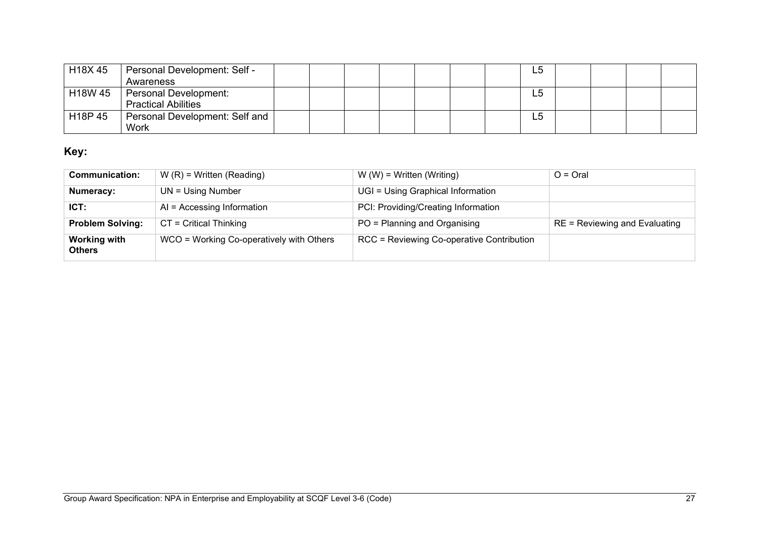| H18X 45 | Personal Development: Self - Awareness | | | | | | | | L5 | | | | |
|---|---|---|---|---|---|---|---|---|---|---|---|---|---|
| H18W 45 | Personal Development: Practical Abilities | | | | | | | | L5 | | | | |
| H18P 45 | Personal Development: Self and Work | | | | | | | | L5 | | | | |

## Key:

| **Communication:** | W (R) = Written (Reading) | W (W) = Written (Writing) | O = Oral |
|---|---|---|---|
| **Numeracy:** | UN = Using Number | UGI = Using Graphical Information | |
| **ICT:** | AI = Accessing Information | PCI: Providing/Creating Information | |
| **Problem Solving:** | CT = Critical Thinking | PO = Planning and Organising | RE = Reviewing and Evaluating |
| **Working with Others** | WCO = Working Co-operatively with Others | RCC = Reviewing Co-operative Contribution | |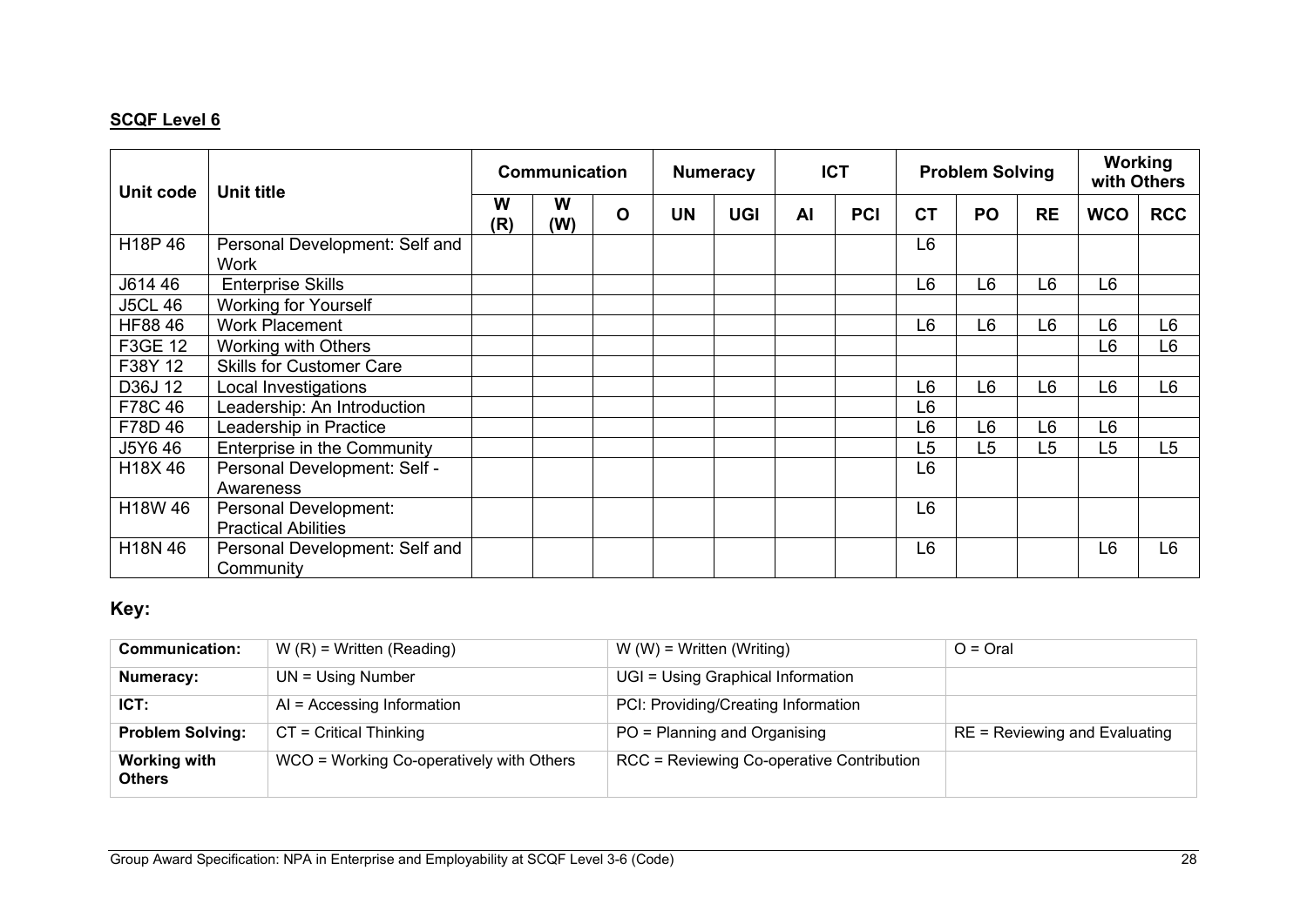**SCQF Level 6**

| Unit code | Unit title | Communication | | | Numeracy | | ICT | | Problem Solving | | | Working with Others | |
|---|---|---|---|---|---|---|---|---|---|---|---|---|---|
| | | W (R) | W (W) | O | UN | UGI | AI | PCI | CT | PO | RE | WCO | RCC |
| H18P 46 | Personal Development: Self and Work | | | | | | | | L6 | | | | |
| J614 46 | Enterprise Skills | | | | | | | | L6 | L6 | L6 | L6 | |
| J5CL 46 | Working for Yourself | | | | | | | | | | | | |
| HF88 46 | Work Placement | | | | | | | | L6 | L6 | L6 | L6 | L6 |
| F3GE 12 | Working with Others | | | | | | | | | | | L6 | L6 |
| F38Y 12 | Skills for Customer Care | | | | | | | | | | | | |
| D36J 12 | Local Investigations | | | | | | | | L6 | L6 | L6 | L6 | L6 |
| F78C 46 | Leadership: An Introduction | | | | | | | | L6 | | | | |
| F78D 46 | Leadership in Practice | | | | | | | | L6 | L6 | L6 | L6 | |
| J5Y6 46 | Enterprise in the Community | | | | | | | | L5 | L5 | L5 | L5 | L5 |
| H18X 46 | Personal Development: Self - Awareness | | | | | | | | L6 | | | | |
| H18W 46 | Personal Development: Practical Abilities | | | | | | | | L6 | | | | |
| H18N 46 | Personal Development: Self and Community | | | | | | | | L6 | | | L6 | L6 |

## Key:

| | | | |
|---|---|---|---|
| **Communication:** | W (R) = Written (Reading) | W (W) = Written (Writing) | O = Oral |
| **Numeracy:** | UN = Using Number | UGI = Using Graphical Information | |
| **ICT:** | AI = Accessing Information | PCI: Providing/Creating Information | |
| **Problem Solving:** | CT = Critical Thinking | PO = Planning and Organising | RE = Reviewing and Evaluating |
| **Working with Others** | WCO = Working Co-operatively with Others | RCC = Reviewing Co-operative Contribution | |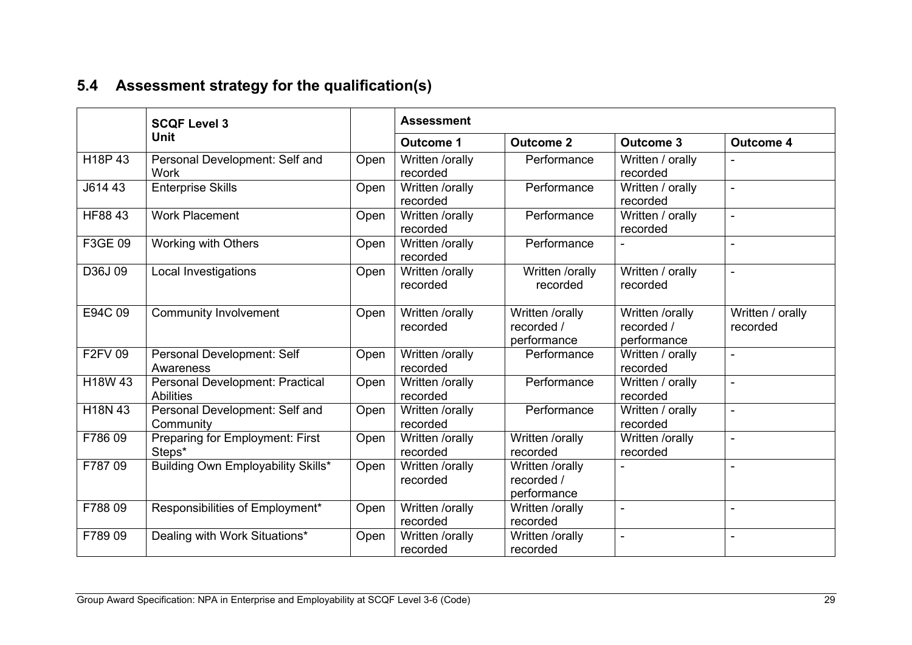## 5.4 Assessment strategy for the qualification(s)

| | SCQF Level 3 Unit | | Assessment | | | |
|---|---|---|---|---|---|---|
| | | | Outcome 1 | Outcome 2 | Outcome 3 | Outcome 4 |
| H18P 43 | Personal Development: Self and Work | Open | Written /orally recorded | Performance | Written / orally recorded | - |
| J614 43 | Enterprise Skills | Open | Written /orally recorded | Performance | Written / orally recorded | - |
| HF88 43 | Work Placement | Open | Written /orally recorded | Performance | Written / orally recorded | - |
| F3GE 09 | Working with Others | Open | Written /orally recorded | Performance | - | - |
| D36J 09 | Local Investigations | Open | Written /orally recorded | Written /orally recorded | Written / orally recorded | - |
| E94C 09 | Community Involvement | Open | Written /orally recorded | Written /orally recorded / performance | Written /orally recorded / performance | Written / orally recorded |
| F2FV 09 | Personal Development: Self Awareness | Open | Written /orally recorded | Performance | Written / orally recorded | - |
| H18W 43 | Personal Development: Practical Abilities | Open | Written /orally recorded | Performance | Written / orally recorded | - |
| H18N 43 | Personal Development: Self and Community | Open | Written /orally recorded | Performance | Written / orally recorded | - |
| F786 09 | Preparing for Employment: First Steps* | Open | Written /orally recorded | Written /orally recorded | Written /orally recorded | - |
| F787 09 | Building Own Employability Skills* | Open | Written /orally recorded | Written /orally recorded / performance | - | - |
| F788 09 | Responsibilities of Employment* | Open | Written /orally recorded | Written /orally recorded | - | - |
| F789 09 | Dealing with Work Situations* | Open | Written /orally recorded | Written /orally recorded | - | - |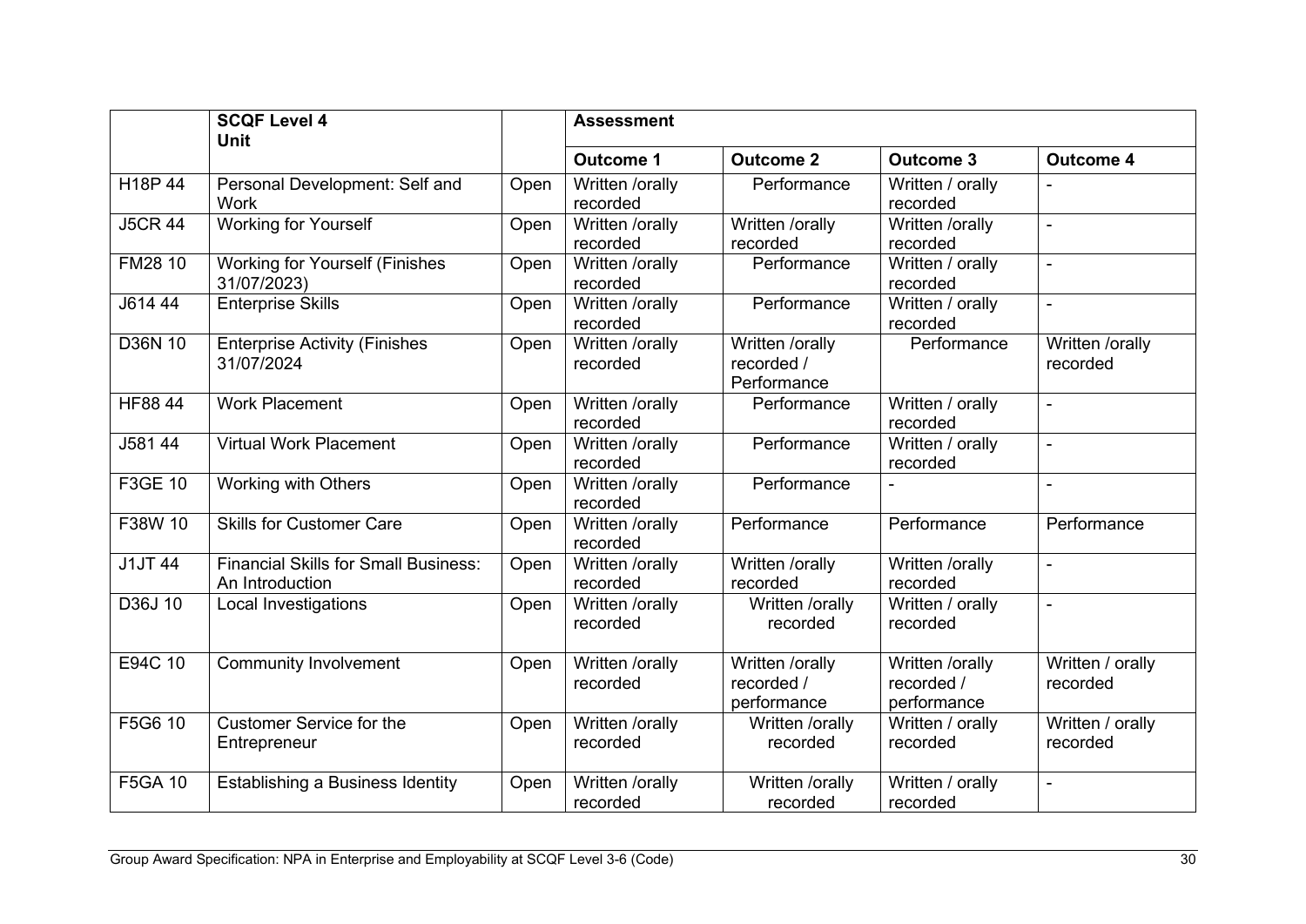| | SCQF Level 4 Unit | | Assessment | | | |
|---|---|---|---|---|---|---|
| | | | **Outcome 1** | **Outcome 2** | **Outcome 3** | **Outcome 4** |
| H18P 44 | Personal Development: Self and Work | Open | Written /orally recorded | Performance | Written / orally recorded | - |
| J5CR 44 | Working for Yourself | Open | Written /orally recorded | Written /orally recorded | Written /orally recorded | - |
| FM28 10 | Working for Yourself (Finishes 31/07/2023) | Open | Written /orally recorded | Performance | Written / orally recorded | - |
| J614 44 | Enterprise Skills | Open | Written /orally recorded | Performance | Written / orally recorded | - |
| D36N 10 | Enterprise Activity (Finishes 31/07/2024 | Open | Written /orally recorded | Written /orally recorded / Performance | Performance | Written /orally recorded |
| HF88 44 | Work Placement | Open | Written /orally recorded | Performance | Written / orally recorded | - |
| J581 44 | Virtual Work Placement | Open | Written /orally recorded | Performance | Written / orally recorded | - |
| F3GE 10 | Working with Others | Open | Written /orally recorded | Performance | - | - |
| F38W 10 | Skills for Customer Care | Open | Written /orally recorded | Performance | Performance | Performance |
| J1JT 44 | Financial Skills for Small Business: An Introduction | Open | Written /orally recorded | Written /orally recorded | Written /orally recorded | - |
| D36J 10 | Local Investigations | Open | Written /orally recorded | Written /orally recorded | Written / orally recorded | - |
| E94C 10 | Community Involvement | Open | Written /orally recorded | Written /orally recorded / performance | Written /orally recorded / performance | Written / orally recorded |
| F5G6 10 | Customer Service for the Entrepreneur | Open | Written /orally recorded | Written /orally recorded | Written / orally recorded | Written / orally recorded |
| F5GA 10 | Establishing a Business Identity | Open | Written /orally recorded | Written /orally recorded | Written / orally recorded | - |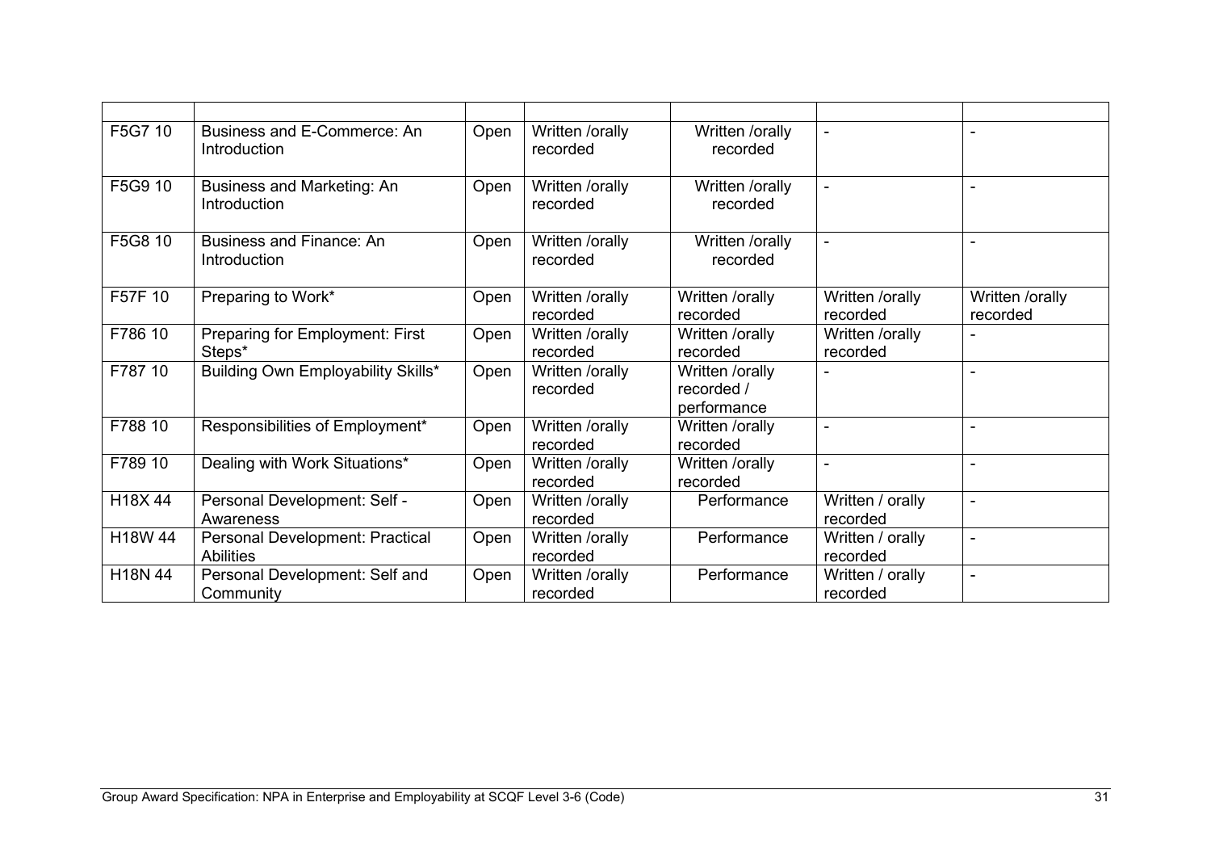| | | | | | | |
|---|---|---|---|---|---|---|
| F5G7 10 | Business and E-Commerce: An Introduction | Open | Written /orally recorded | Written /orally recorded | - | - |
| F5G9 10 | Business and Marketing: An Introduction | Open | Written /orally recorded | Written /orally recorded | - | - |
| F5G8 10 | Business and Finance: An Introduction | Open | Written /orally recorded | Written /orally recorded | - | - |
| F57F 10 | Preparing to Work* | Open | Written /orally recorded | Written /orally recorded | Written /orally recorded | Written /orally recorded |
| F786 10 | Preparing for Employment: First Steps* | Open | Written /orally recorded | Written /orally recorded | Written /orally recorded | - |
| F787 10 | Building Own Employability Skills* | Open | Written /orally recorded | Written /orally recorded / performance | - | - |
| F788 10 | Responsibilities of Employment* | Open | Written /orally recorded | Written /orally recorded | - | - |
| F789 10 | Dealing with Work Situations* | Open | Written /orally recorded | Written /orally recorded | - | - |
| H18X 44 | Personal Development: Self - Awareness | Open | Written /orally recorded | Performance | Written / orally recorded | - |
| H18W 44 | Personal Development: Practical Abilities | Open | Written /orally recorded | Performance | Written / orally recorded | - |
| H18N 44 | Personal Development: Self and Community | Open | Written /orally recorded | Performance | Written / orally recorded | - |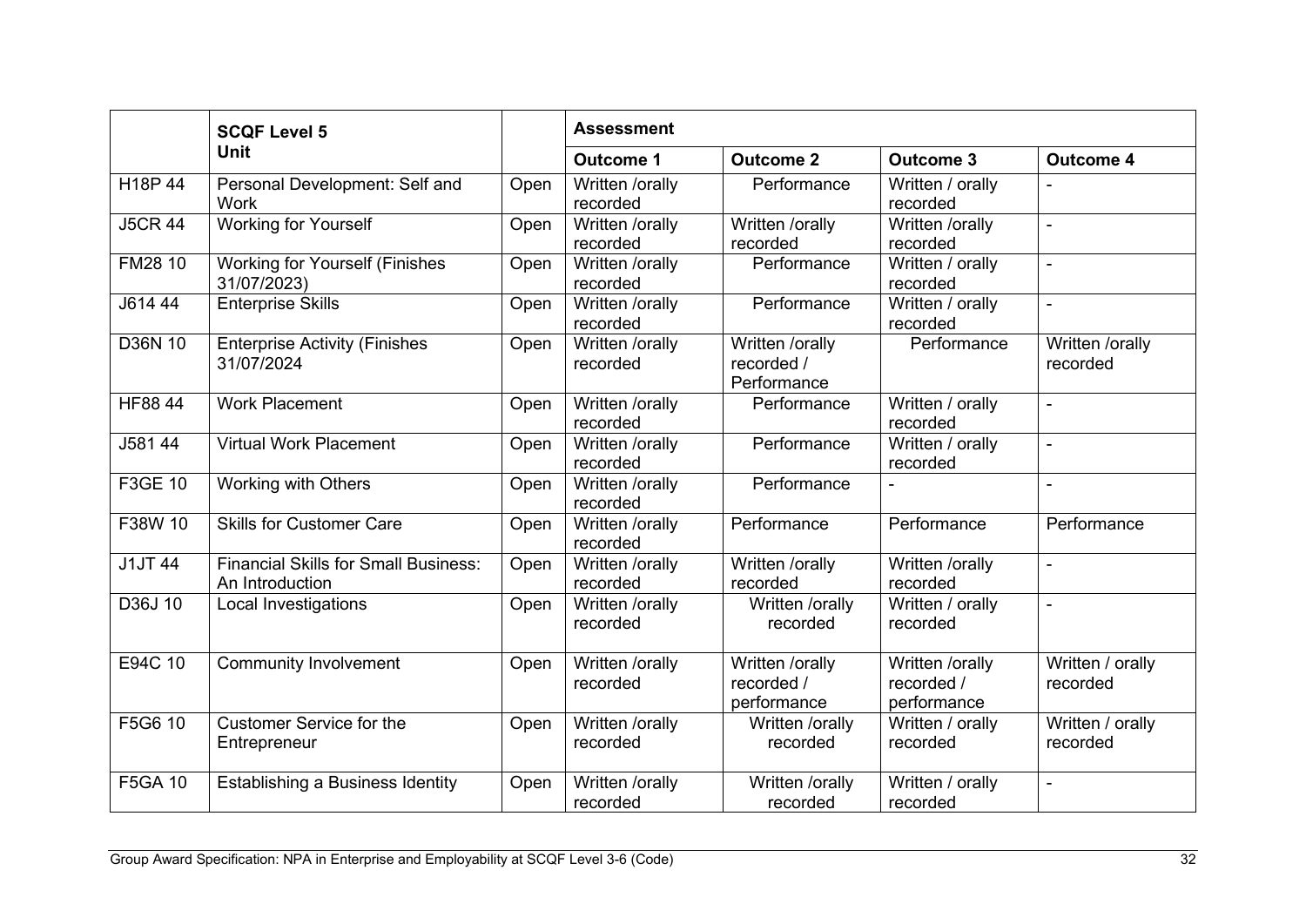| | SCQF Level 5 Unit | | Assessment | | | |
|---|---|---|---|---|---|---|
| | | | Outcome 1 | Outcome 2 | Outcome 3 | Outcome 4 |
| H18P 44 | Personal Development: Self and Work | Open | Written /orally recorded | Performance | Written / orally recorded | - |
| J5CR 44 | Working for Yourself | Open | Written /orally recorded | Written /orally recorded | Written /orally recorded | - |
| FM28 10 | Working for Yourself (Finishes 31/07/2023) | Open | Written /orally recorded | Performance | Written / orally recorded | - |
| J614 44 | Enterprise Skills | Open | Written /orally recorded | Performance | Written / orally recorded | - |
| D36N 10 | Enterprise Activity (Finishes 31/07/2024 | Open | Written /orally recorded | Written /orally recorded / Performance | Performance | Written /orally recorded |
| HF88 44 | Work Placement | Open | Written /orally recorded | Performance | Written / orally recorded | - |
| J581 44 | Virtual Work Placement | Open | Written /orally recorded | Performance | Written / orally recorded | - |
| F3GE 10 | Working with Others | Open | Written /orally recorded | Performance | - | - |
| F38W 10 | Skills for Customer Care | Open | Written /orally recorded | Performance | Performance | Performance |
| J1JT 44 | Financial Skills for Small Business: An Introduction | Open | Written /orally recorded | Written /orally recorded | Written /orally recorded | - |
| D36J 10 | Local Investigations | Open | Written /orally recorded | Written /orally recorded | Written / orally recorded | - |
| E94C 10 | Community Involvement | Open | Written /orally recorded | Written /orally recorded / performance | Written /orally recorded / performance | Written / orally recorded |
| F5G6 10 | Customer Service for the Entrepreneur | Open | Written /orally recorded | Written /orally recorded | Written / orally recorded | Written / orally recorded |
| F5GA 10 | Establishing a Business Identity | Open | Written /orally recorded | Written /orally recorded | Written / orally recorded | - |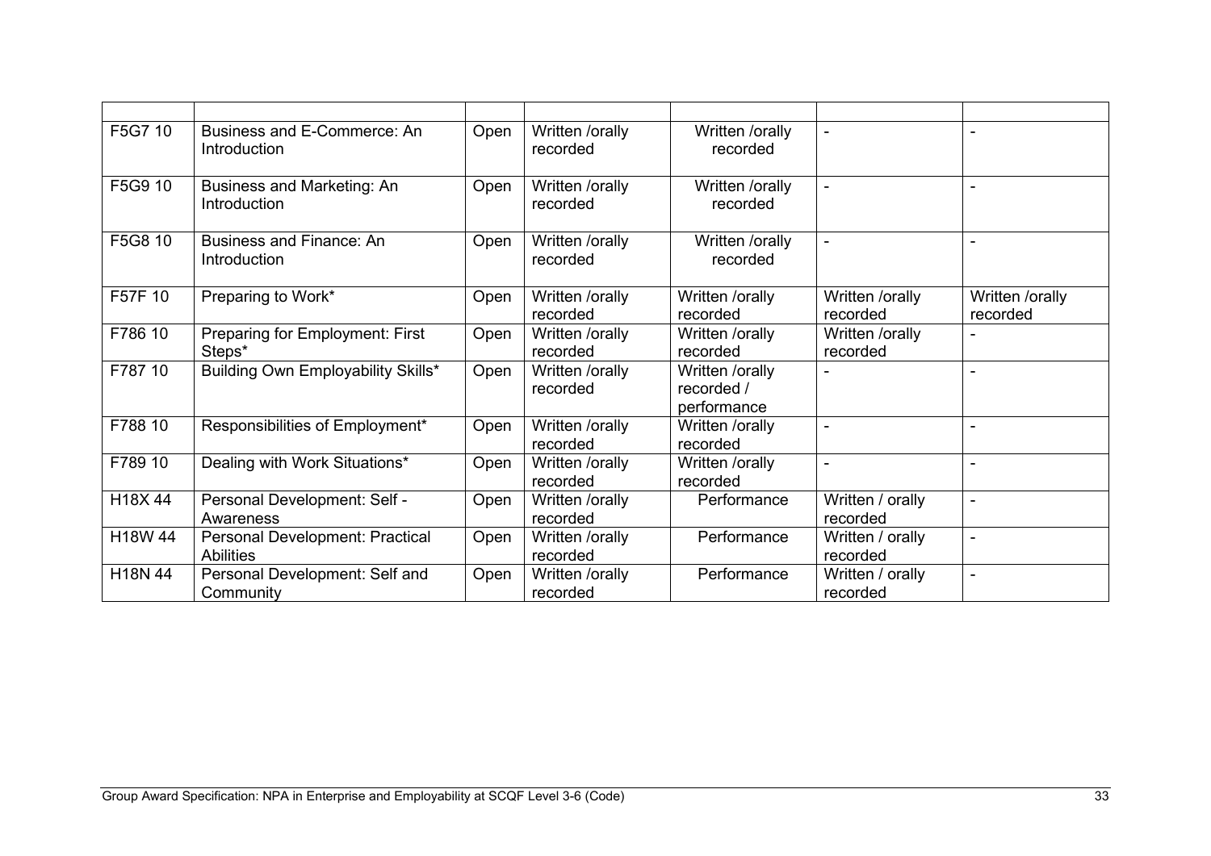| | | | | | | |
|---|---|---|---|---|---|---|
| F5G7 10 | Business and E-Commerce: An Introduction | Open | Written /orally recorded | Written /orally recorded | - | - |
| F5G9 10 | Business and Marketing: An Introduction | Open | Written /orally recorded | Written /orally recorded | - | - |
| F5G8 10 | Business and Finance: An Introduction | Open | Written /orally recorded | Written /orally recorded | - | - |
| F57F 10 | Preparing to Work* | Open | Written /orally recorded | Written /orally recorded | Written /orally recorded | Written /orally recorded |
| F786 10 | Preparing for Employment: First Steps* | Open | Written /orally recorded | Written /orally recorded | Written /orally recorded | - |
| F787 10 | Building Own Employability Skills* | Open | Written /orally recorded | Written /orally recorded / performance | - | - |
| F788 10 | Responsibilities of Employment* | Open | Written /orally recorded | Written /orally recorded | - | - |
| F789 10 | Dealing with Work Situations* | Open | Written /orally recorded | Written /orally recorded | - | - |
| H18X 44 | Personal Development: Self - Awareness | Open | Written /orally recorded | Performance | Written / orally recorded | - |
| H18W 44 | Personal Development: Practical Abilities | Open | Written /orally recorded | Performance | Written / orally recorded | - |
| H18N 44 | Personal Development: Self and Community | Open | Written /orally recorded | Performance | Written / orally recorded | - |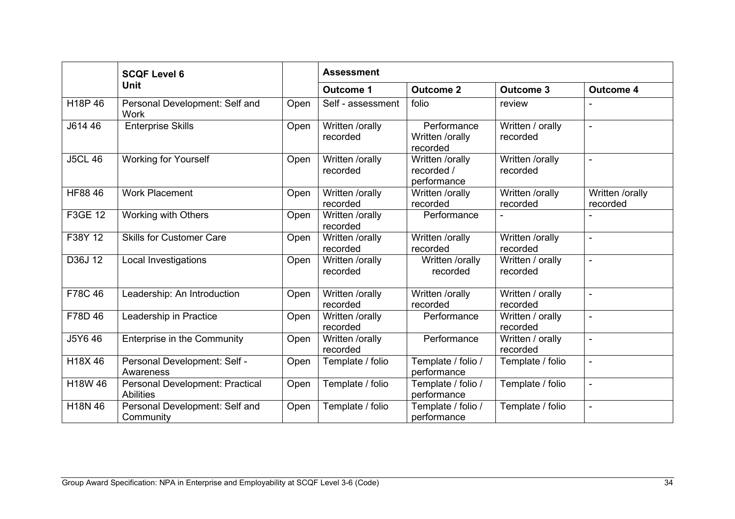| | SCQF Level 6 Unit | | Assessment | | | |
|---|---|---|---|---|---|---|
| | | | Outcome 1 | Outcome 2 | Outcome 3 | Outcome 4 |
| H18P 46 | Personal Development: Self and Work | Open | Self - assessment | folio | review | - |
| J614 46 | Enterprise Skills | Open | Written /orally recorded | Performance Written /orally recorded | Written / orally recorded | - |
| J5CL 46 | Working for Yourself | Open | Written /orally recorded | Written /orally recorded / performance | Written /orally recorded | - |
| HF88 46 | Work Placement | Open | Written /orally recorded | Written /orally recorded | Written /orally recorded | Written /orally recorded |
| F3GE 12 | Working with Others | Open | Written /orally recorded | Performance | - | - |
| F38Y 12 | Skills for Customer Care | Open | Written /orally recorded | Written /orally recorded | Written /orally recorded | - |
| D36J 12 | Local Investigations | Open | Written /orally recorded | Written /orally recorded | Written / orally recorded | - |
| F78C 46 | Leadership: An Introduction | Open | Written /orally recorded | Written /orally recorded | Written / orally recorded | - |
| F78D 46 | Leadership in Practice | Open | Written /orally recorded | Performance | Written / orally recorded | - |
| J5Y6 46 | Enterprise in the Community | Open | Written /orally recorded | Performance | Written / orally recorded | - |
| H18X 46 | Personal Development: Self - Awareness | Open | Template / folio | Template / folio / performance | Template / folio | - |
| H18W 46 | Personal Development: Practical Abilities | Open | Template / folio | Template / folio / performance | Template / folio | - |
| H18N 46 | Personal Development: Self and Community | Open | Template / folio | Template / folio / performance | Template / folio | - |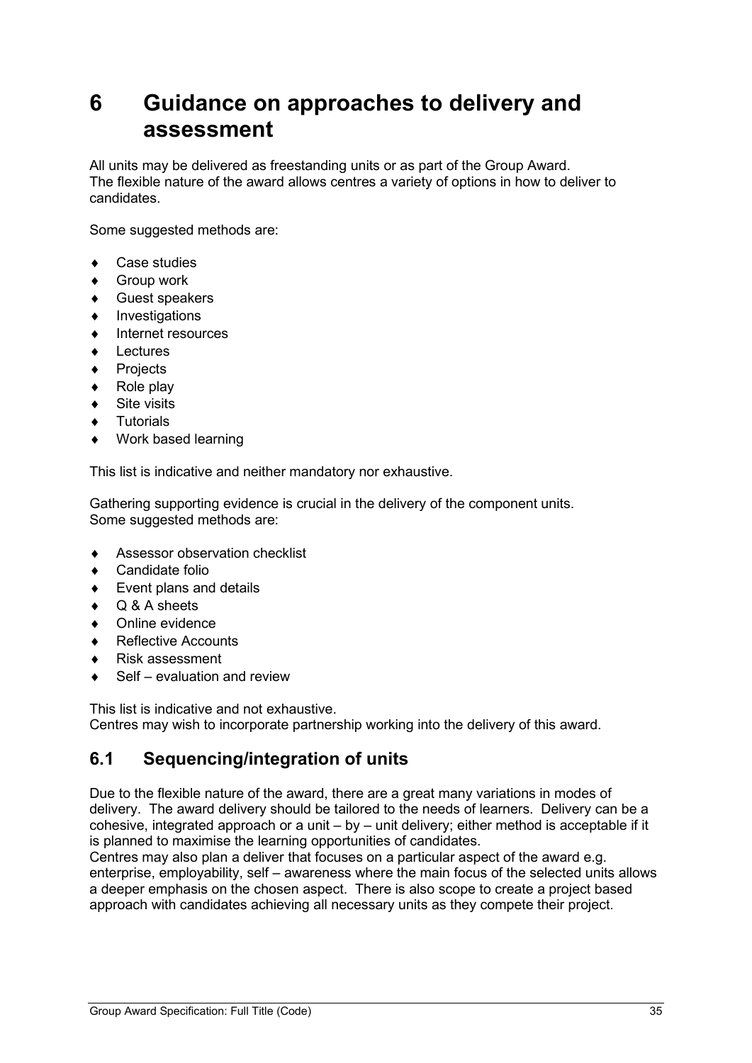# 6 Guidance on approaches to delivery and assessment

All units may be delivered as freestanding units or as part of the Group Award.
The flexible nature of the award allows centres a variety of options in how to deliver to candidates.

Some suggested methods are:

- Case studies
- Group work
- Guest speakers
- Investigations
- Internet resources
- Lectures
- Projects
- Role play
- Site visits
- Tutorials
- Work based learning

This list is indicative and neither mandatory nor exhaustive.

Gathering supporting evidence is crucial in the delivery of the component units.
Some suggested methods are:

- Assessor observation checklist
- Candidate folio
- Event plans and details
- Q & A sheets
- Online evidence
- Reflective Accounts
- Risk assessment
- Self – evaluation and review

This list is indicative and not exhaustive.
Centres may wish to incorporate partnership working into the delivery of this award.

## 6.1 Sequencing/integration of units

Due to the flexible nature of the award, there are a great many variations in modes of delivery. The award delivery should be tailored to the needs of learners. Delivery can be a cohesive, integrated approach or a unit – by – unit delivery; either method is acceptable if it is planned to maximise the learning opportunities of candidates.
Centres may also plan a deliver that focuses on a particular aspect of the award e.g. enterprise, employability, self – awareness where the main focus of the selected units allows a deeper emphasis on the chosen aspect. There is also scope to create a project based approach with candidates achieving all necessary units as they compete their project.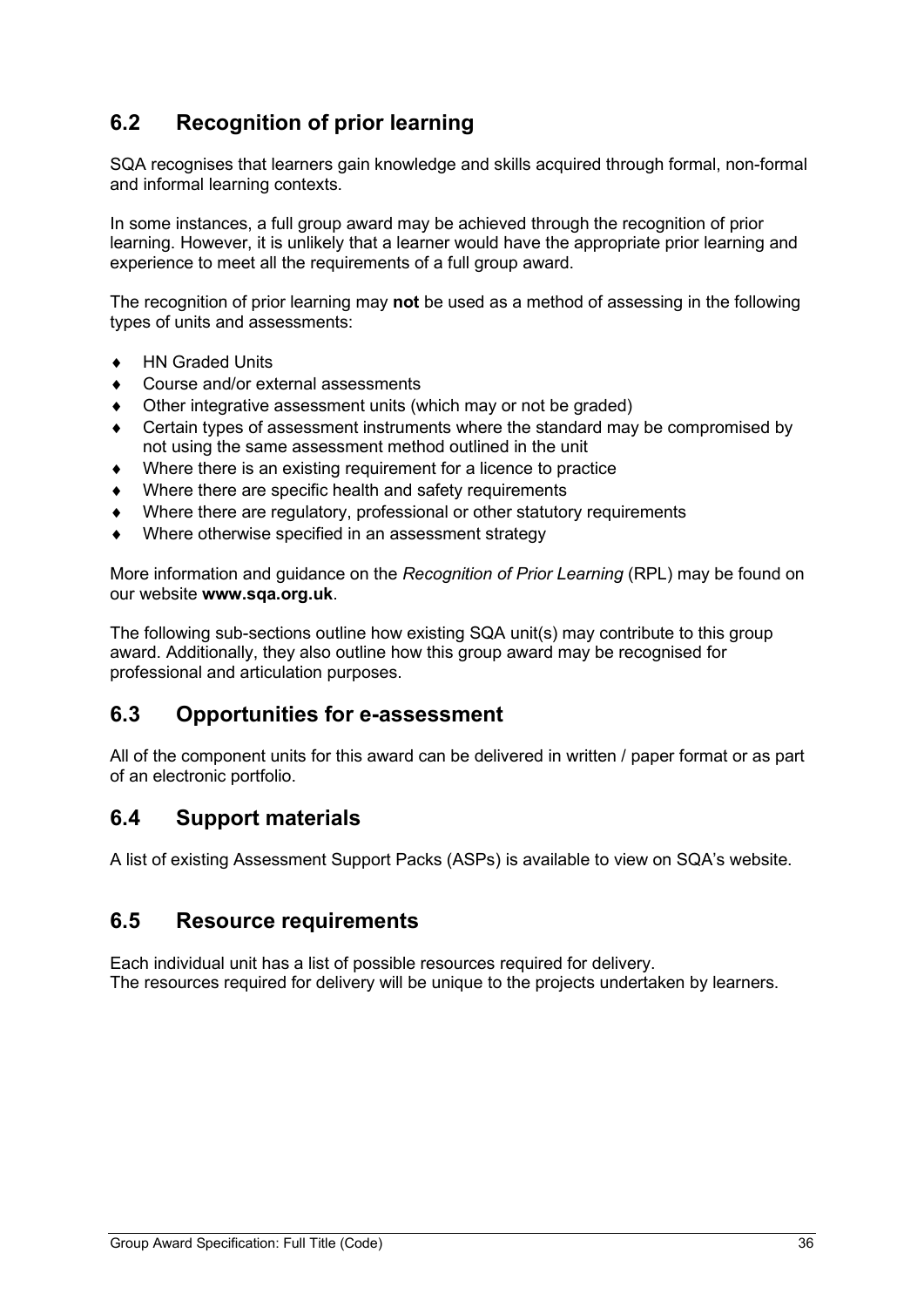## 6.2 Recognition of prior learning

SQA recognises that learners gain knowledge and skills acquired through formal, non-formal and informal learning contexts.

In some instances, a full group award may be achieved through the recognition of prior learning. However, it is unlikely that a learner would have the appropriate prior learning and experience to meet all the requirements of a full group award.

The recognition of prior learning may **not** be used as a method of assessing in the following types of units and assessments:

- HN Graded Units
- Course and/or external assessments
- Other integrative assessment units (which may or not be graded)
- Certain types of assessment instruments where the standard may be compromised by not using the same assessment method outlined in the unit
- Where there is an existing requirement for a licence to practice
- Where there are specific health and safety requirements
- Where there are regulatory, professional or other statutory requirements
- Where otherwise specified in an assessment strategy

More information and guidance on the *Recognition of Prior Learning* (RPL) may be found on our website **www.sqa.org.uk**.

The following sub-sections outline how existing SQA unit(s) may contribute to this group award. Additionally, they also outline how this group award may be recognised for professional and articulation purposes.

## 6.3 Opportunities for e-assessment

All of the component units for this award can be delivered in written / paper format or as part of an electronic portfolio.

## 6.4 Support materials

A list of existing Assessment Support Packs (ASPs) is available to view on SQA's website.

## 6.5 Resource requirements

Each individual unit has a list of possible resources required for delivery.
The resources required for delivery will be unique to the projects undertaken by learners.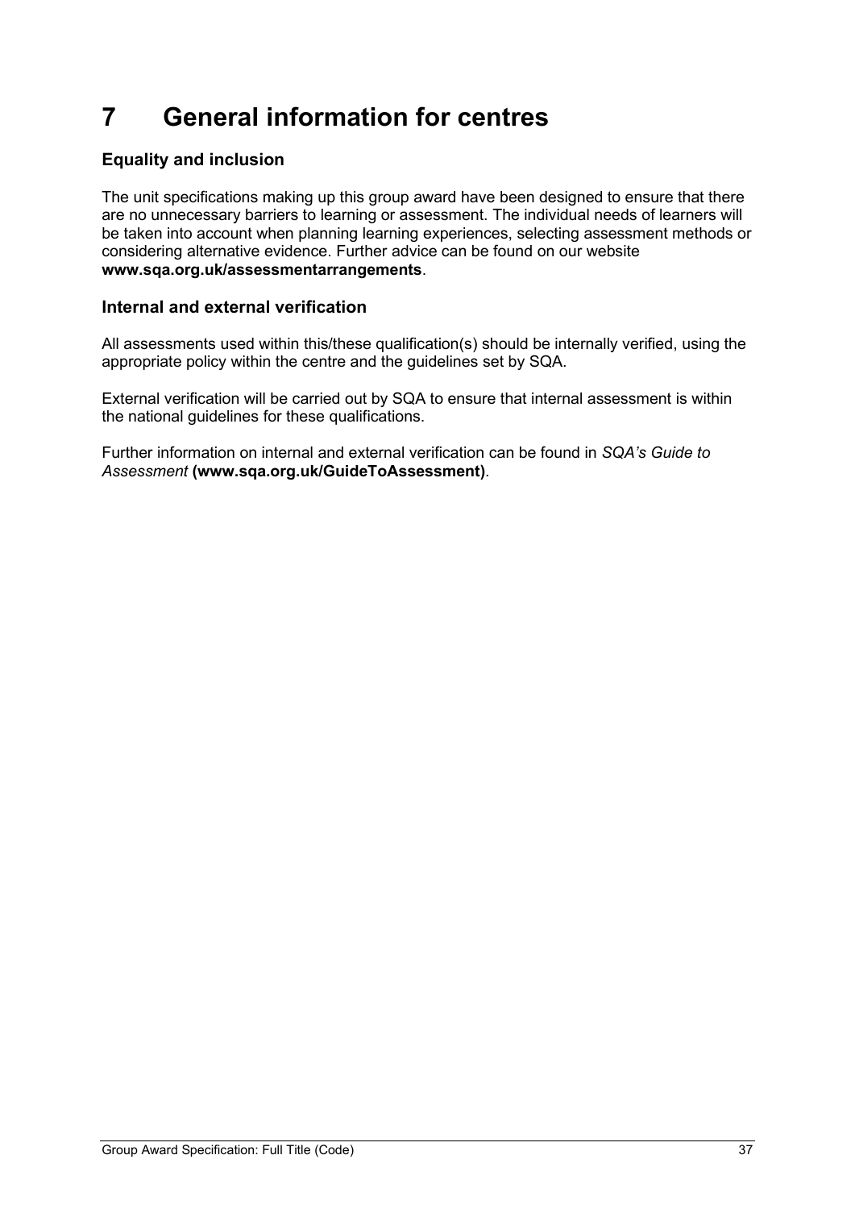# 7 General information for centres

### Equality and inclusion

The unit specifications making up this group award have been designed to ensure that there are no unnecessary barriers to learning or assessment. The individual needs of learners will be taken into account when planning learning experiences, selecting assessment methods or considering alternative evidence. Further advice can be found on our website **www.sqa.org.uk/assessmentarrangements**.

### Internal and external verification

All assessments used within this/these qualification(s) should be internally verified, using the appropriate policy within the centre and the guidelines set by SQA.

External verification will be carried out by SQA to ensure that internal assessment is within the national guidelines for these qualifications.

Further information on internal and external verification can be found in *SQA's Guide to Assessment* **(www.sqa.org.uk/GuideToAssessment)**.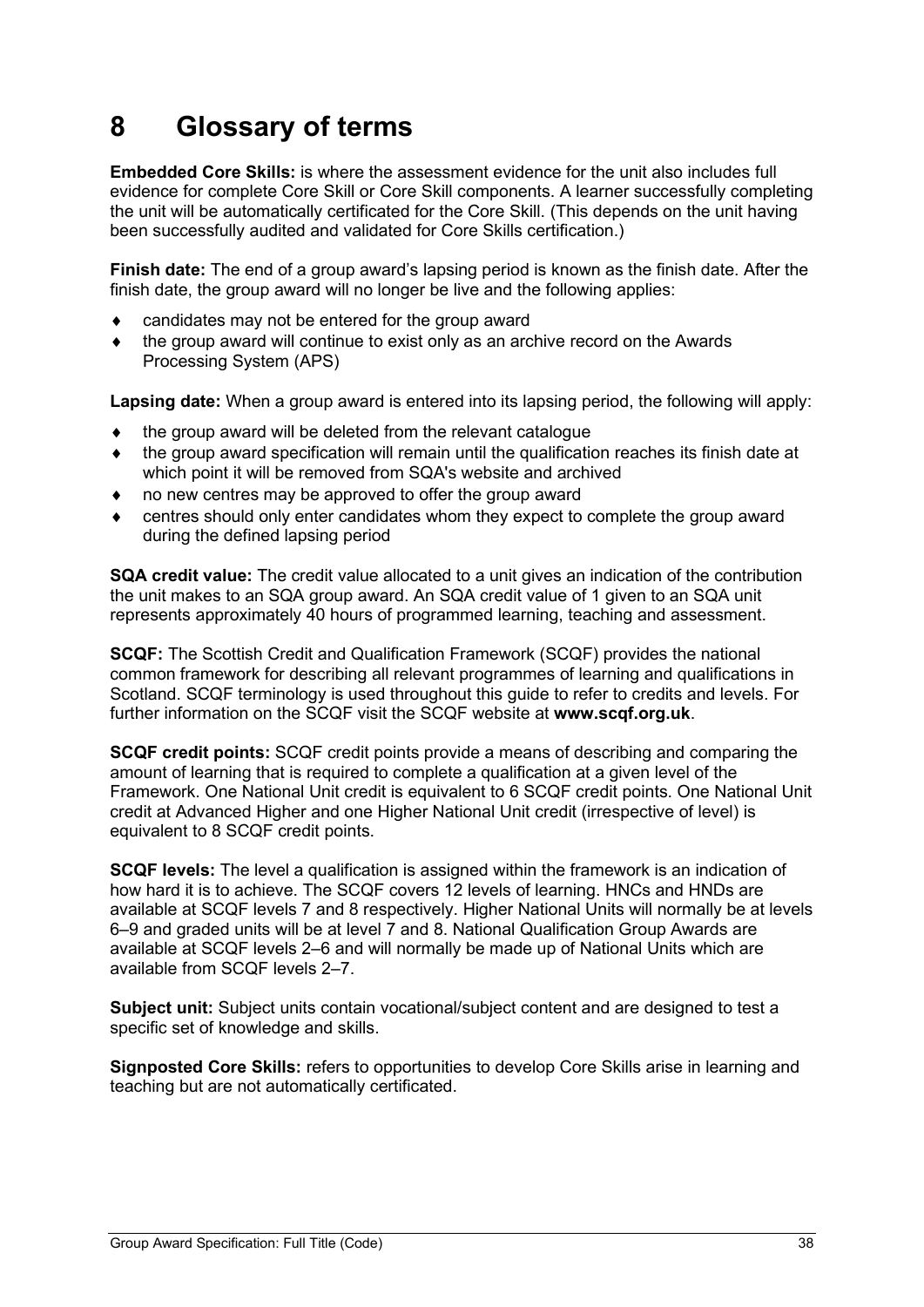# 8 Glossary of terms

**Embedded Core Skills:** is where the assessment evidence for the unit also includes full evidence for complete Core Skill or Core Skill components. A learner successfully completing the unit will be automatically certificated for the Core Skill. (This depends on the unit having been successfully audited and validated for Core Skills certification.)

**Finish date:** The end of a group award's lapsing period is known as the finish date. After the finish date, the group award will no longer be live and the following applies:

- candidates may not be entered for the group award
- the group award will continue to exist only as an archive record on the Awards Processing System (APS)

**Lapsing date:** When a group award is entered into its lapsing period, the following will apply:

- the group award will be deleted from the relevant catalogue
- the group award specification will remain until the qualification reaches its finish date at which point it will be removed from SQA's website and archived
- no new centres may be approved to offer the group award
- centres should only enter candidates whom they expect to complete the group award during the defined lapsing period

**SQA credit value:** The credit value allocated to a unit gives an indication of the contribution the unit makes to an SQA group award. An SQA credit value of 1 given to an SQA unit represents approximately 40 hours of programmed learning, teaching and assessment.

**SCQF:** The Scottish Credit and Qualification Framework (SCQF) provides the national common framework for describing all relevant programmes of learning and qualifications in Scotland. SCQF terminology is used throughout this guide to refer to credits and levels. For further information on the SCQF visit the SCQF website at **www.scqf.org.uk**.

**SCQF credit points:** SCQF credit points provide a means of describing and comparing the amount of learning that is required to complete a qualification at a given level of the Framework. One National Unit credit is equivalent to 6 SCQF credit points. One National Unit credit at Advanced Higher and one Higher National Unit credit (irrespective of level) is equivalent to 8 SCQF credit points.

**SCQF levels:** The level a qualification is assigned within the framework is an indication of how hard it is to achieve. The SCQF covers 12 levels of learning. HNCs and HNDs are available at SCQF levels 7 and 8 respectively. Higher National Units will normally be at levels 6–9 and graded units will be at level 7 and 8. National Qualification Group Awards are available at SCQF levels 2–6 and will normally be made up of National Units which are available from SCQF levels 2–7.

**Subject unit:** Subject units contain vocational/subject content and are designed to test a specific set of knowledge and skills.

**Signposted Core Skills:** refers to opportunities to develop Core Skills arise in learning and teaching but are not automatically certificated.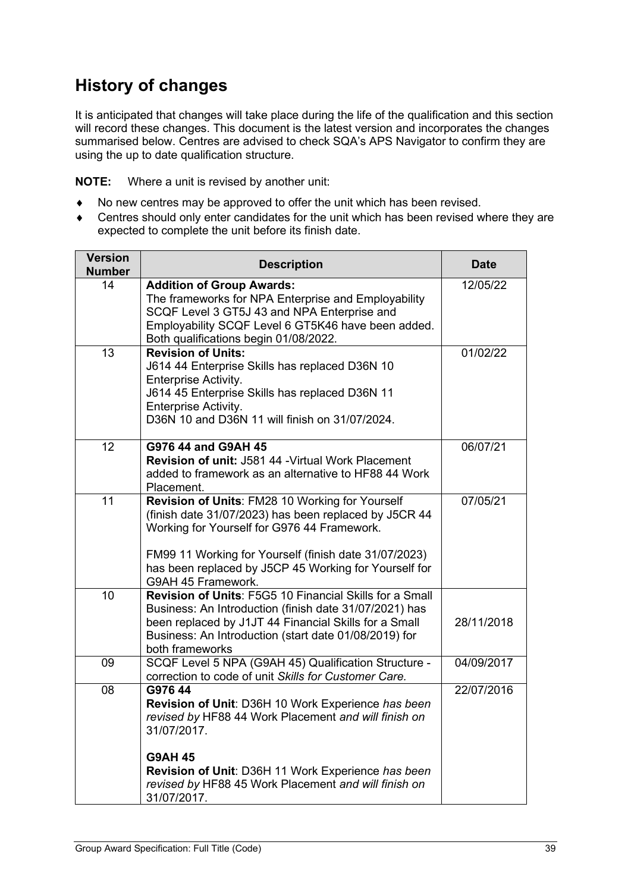## History of changes

It is anticipated that changes will take place during the life of the qualification and this section will record these changes. This document is the latest version and incorporates the changes summarised below. Centres are advised to check SQA's APS Navigator to confirm they are using the up to date qualification structure.

**NOTE:** Where a unit is revised by another unit:

- No new centres may be approved to offer the unit which has been revised.
- Centres should only enter candidates for the unit which has been revised where they are expected to complete the unit before its finish date.

| Version Number | Description | Date |
|---|---|---|
| 14 | **Addition of Group Awards:** The frameworks for NPA Enterprise and Employability SCQF Level 3 GT5J 43 and NPA Enterprise and Employability SCQF Level 6 GT5K46 have been added. Both qualifications begin 01/08/2022. | 12/05/22 |
| 13 | **Revision of Units:** J614 44 Enterprise Skills has replaced D36N 10 Enterprise Activity. J614 45 Enterprise Skills has replaced D36N 11 Enterprise Activity. D36N 10 and D36N 11 will finish on 31/07/2024. | 01/02/22 |
| 12 | **G976 44 and G9AH 45** **Revision of unit:** J581 44 -Virtual Work Placement added to framework as an alternative to HF88 44 Work Placement. | 06/07/21 |
| 11 | **Revision of Units**: FM28 10 Working for Yourself (finish date 31/07/2023) has been replaced by J5CR 44 Working for Yourself for G976 44 Framework.<br><br>FM99 11 Working for Yourself (finish date 31/07/2023) has been replaced by J5CP 45 Working for Yourself for G9AH 45 Framework. | 07/05/21 |
| 10 | **Revision of Units**: F5G5 10 Financial Skills for a Small Business: An Introduction (finish date 31/07/2021) has been replaced by J1JT 44 Financial Skills for a Small Business: An Introduction (start date 01/08/2019) for both frameworks | 28/11/2018 |
| 09 | SCQF Level 5 NPA (G9AH 45) Qualification Structure - correction to code of unit *Skills for Customer Care.* | 04/09/2017 |
| 08 | **G976 44** **Revision of Unit**: D36H 10 Work Experience *has been revised by* HF88 44 Work Placement *and will finish on* 31/07/2017.<br><br>**G9AH 45** **Revision of Unit**: D36H 11 Work Experience *has been revised by* HF88 45 Work Placement *and will finish on* 31/07/2017. | 22/07/2016 |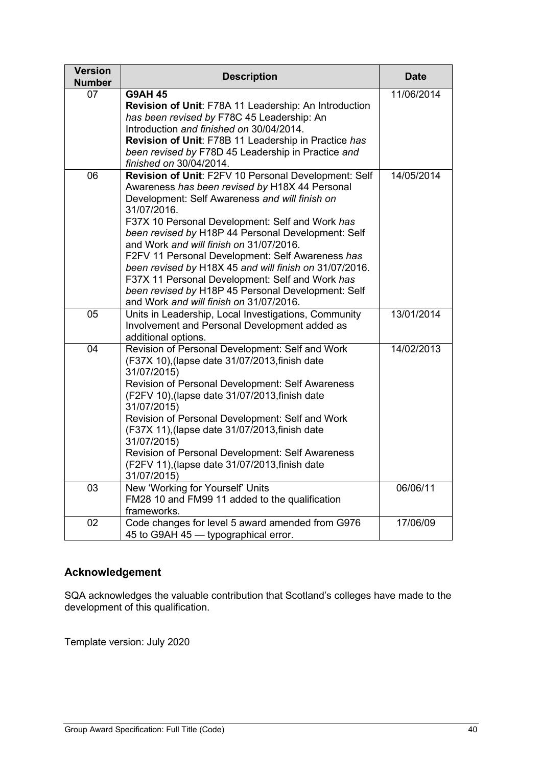| Version Number | Description | Date |
|---|---|---|
| 07 | **G9AH 45**<br>**Revision of Unit**: F78A 11 Leadership: An Introduction *has been revised by* F78C 45 Leadership: An Introduction *and finished on* 30/04/2014.<br>**Revision of Unit**: F78B 11 Leadership in Practice *has been revised by* F78D 45 Leadership in Practice *and finished on* 30/04/2014. | 11/06/2014 |
| 06 | **Revision of Unit**: F2FV 10 Personal Development: Self Awareness *has been revised by* H18X 44 Personal Development: Self Awareness *and will finish on* 31/07/2016.<br>F37X 10 Personal Development: Self and Work *has been revised by* H18P 44 Personal Development: Self and Work *and will finish on* 31/07/2016.<br>F2FV 11 Personal Development: Self Awareness *has been revised by* H18X 45 *and will finish on* 31/07/2016.<br>F37X 11 Personal Development: Self and Work *has been revised by* H18P 45 Personal Development: Self and Work *and will finish on* 31/07/2016. | 14/05/2014 |
| 05 | Units in Leadership, Local Investigations, Community Involvement and Personal Development added as additional options. | 13/01/2014 |
| 04 | Revision of Personal Development: Self and Work (F37X 10),(lapse date 31/07/2013,finish date 31/07/2015)<br>Revision of Personal Development: Self Awareness (F2FV 10),(lapse date 31/07/2013,finish date 31/07/2015)<br>Revision of Personal Development: Self and Work (F37X 11),(lapse date 31/07/2013,finish date 31/07/2015)<br>Revision of Personal Development: Self Awareness (F2FV 11),(lapse date 31/07/2013,finish date 31/07/2015) | 14/02/2013 |
| 03 | New 'Working for Yourself' Units<br>FM28 10 and FM99 11 added to the qualification frameworks. | 06/06/11 |
| 02 | Code changes for level 5 award amended from G976 45 to G9AH 45 — typographical error. | 17/06/09 |

## Acknowledgement

SQA acknowledges the valuable contribution that Scotland's colleges have made to the development of this qualification.

Template version: July 2020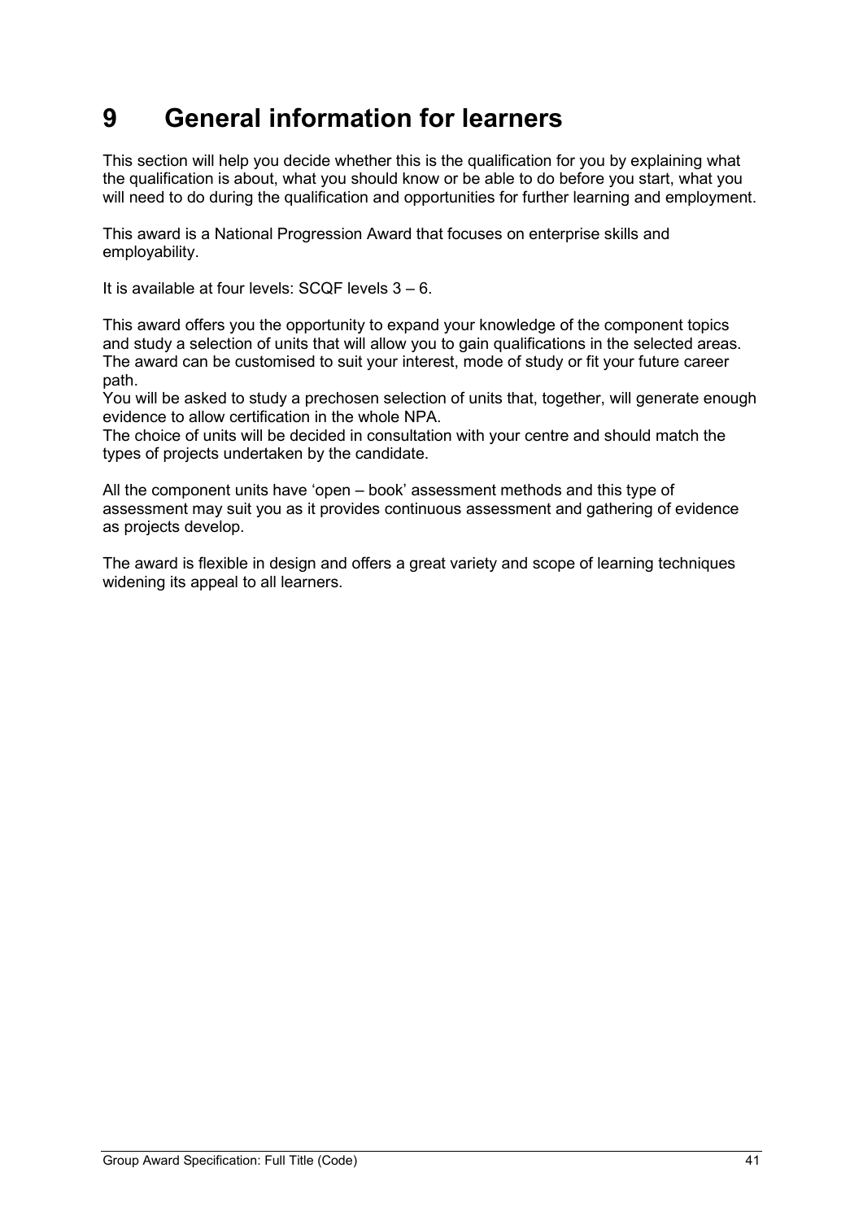# 9 General information for learners

This section will help you decide whether this is the qualification for you by explaining what the qualification is about, what you should know or be able to do before you start, what you will need to do during the qualification and opportunities for further learning and employment.

This award is a National Progression Award that focuses on enterprise skills and employability.

It is available at four levels: SCQF levels 3 – 6.

This award offers you the opportunity to expand your knowledge of the component topics and study a selection of units that will allow you to gain qualifications in the selected areas. The award can be customised to suit your interest, mode of study or fit your future career path.
You will be asked to study a prechosen selection of units that, together, will generate enough evidence to allow certification in the whole NPA.
The choice of units will be decided in consultation with your centre and should match the types of projects undertaken by the candidate.

All the component units have 'open – book' assessment methods and this type of assessment may suit you as it provides continuous assessment and gathering of evidence as projects develop.

The award is flexible in design and offers a great variety and scope of learning techniques widening its appeal to all learners.